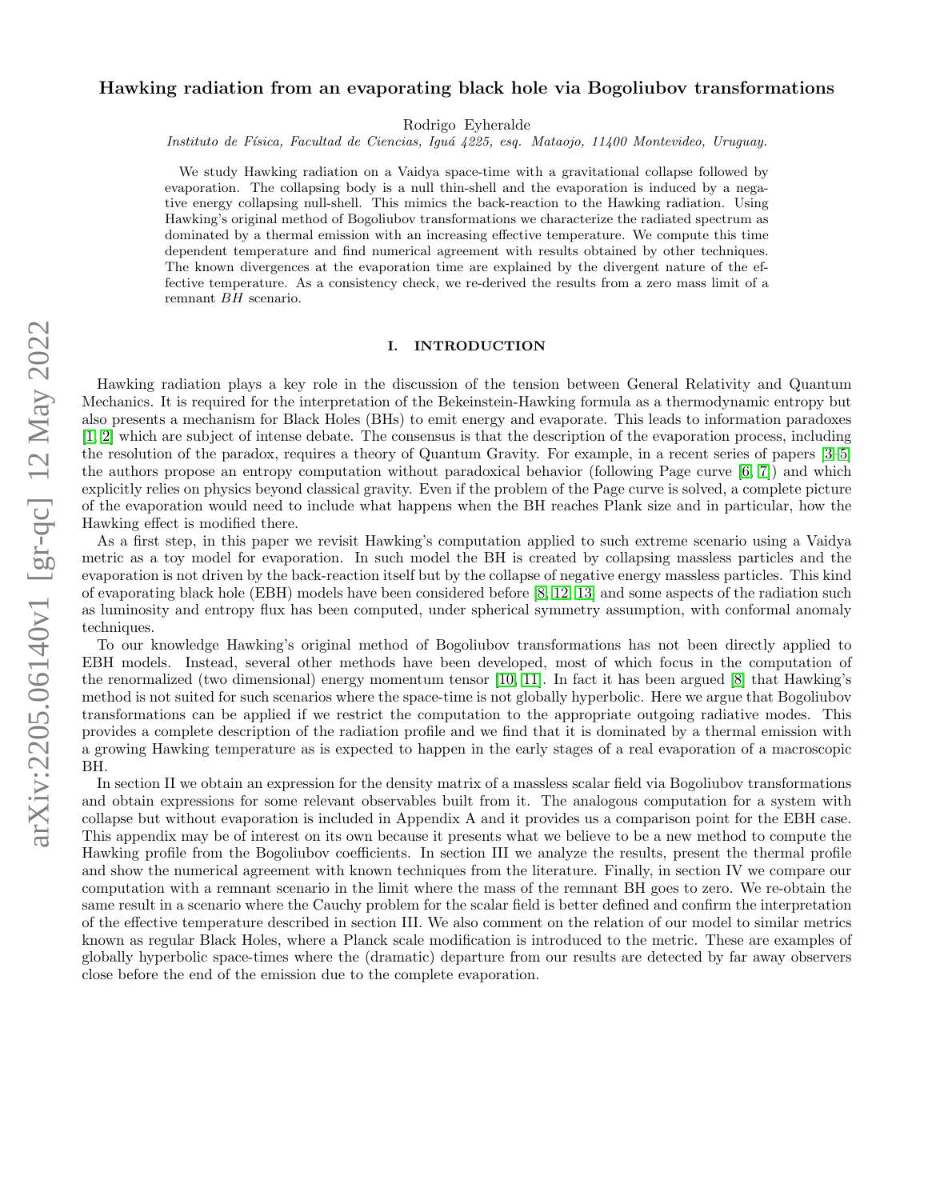# Hawking radiation from an evaporating black hole via Bogoliubov transformations

Rodrigo Eyheralde

*Instituto de Física, Facultad de Ciencias, Iguá 4225, esq. Mataojo, 11400 Montevideo, Uruguay.*

We study Hawking radiation on a Vaidya space-time with a gravitational collapse followed by evaporation. The collapsing body is a null thin-shell and the evaporation is induced by a negative energy collapsing null-shell. This mimics the back-reaction to the Hawking radiation. Using Hawking's original method of Bogoliubov transformations we characterize the radiated spectrum as dominated by a thermal emission with an increasing effective temperature. We compute this time dependent temperature and find numerical agreement with results obtained by other techniques. The known divergences at the evaporation time are explained by the divergent nature of the effective temperature. As a consistency check, we re-derived the results from a zero mass limit of a remnant $BH$ scenario.

## I. INTRODUCTION

Hawking radiation plays a key role in the discussion of the tension between General Relativity and Quantum Mechanics. It is required for the interpretation of the Bekeinstein-Hawking formula as a thermodynamic entropy but also presents a mechanism for Black Holes (BHs) to emit energy and evaporate. This leads to information paradoxes [1, 2] which are subject of intense debate. The consensus is that the description of the evaporation process, including the resolution of the paradox, requires a theory of Quantum Gravity. For example, in a recent series of papers [3–5] the authors propose an entropy computation without paradoxical behavior (following Page curve [6, 7]) and which explicitly relies on physics beyond classical gravity. Even if the problem of the Page curve is solved, a complete picture of the evaporation would need to include what happens when the BH reaches Plank size and in particular, how the Hawking effect is modified there.

As a first step, in this paper we revisit Hawking's computation applied to such extreme scenario using a Vaidya metric as a toy model for evaporation. In such model the BH is created by collapsing massless particles and the evaporation is not driven by the back-reaction itself but by the collapse of negative energy massless particles. This kind of evaporating black hole (EBH) models have been considered before [8, 12, 13] and some aspects of the radiation such as luminosity and entropy flux has been computed, under spherical symmetry assumption, with conformal anomaly techniques.

To our knowledge Hawking's original method of Bogoliubov transformations has not been directly applied to EBH models. Instead, several other methods have been developed, most of which focus in the computation of the renormalized (two dimensional) energy momentum tensor [10, 11]. In fact it has been argued [8] that Hawking's method is not suited for such scenarios where the space-time is not globally hyperbolic. Here we argue that Bogoliubov transformations can be applied if we restrict the computation to the appropriate outgoing radiative modes. This provides a complete description of the radiation profile and we find that it is dominated by a thermal emission with a growing Hawking temperature as is expected to happen in the early stages of a real evaporation of a macroscopic BH.

In section II we obtain an expression for the density matrix of a massless scalar field via Bogoliubov transformations and obtain expressions for some relevant observables built from it. The analogous computation for a system with collapse but without evaporation is included in Appendix A and it provides us a comparison point for the EBH case. This appendix may be of interest on its own because it presents what we believe to be a new method to compute the Hawking profile from the Bogoliubov coefficients. In section III we analyze the results, present the thermal profile and show the numerical agreement with known techniques from the literature. Finally, in section IV we compare our computation with a remnant scenario in the limit where the mass of the remnant BH goes to zero. We re-obtain the same result in a scenario where the Cauchy problem for the scalar field is better defined and confirm the interpretation of the effective temperature described in section III. We also comment on the relation of our model to similar metrics known as regular Black Holes, where a Planck scale modification is introduced to the metric. These are examples of globally hyperbolic space-times where the (dramatic) departure from our results are detected by far away observers close before the end of the emission due to the complete evaporation.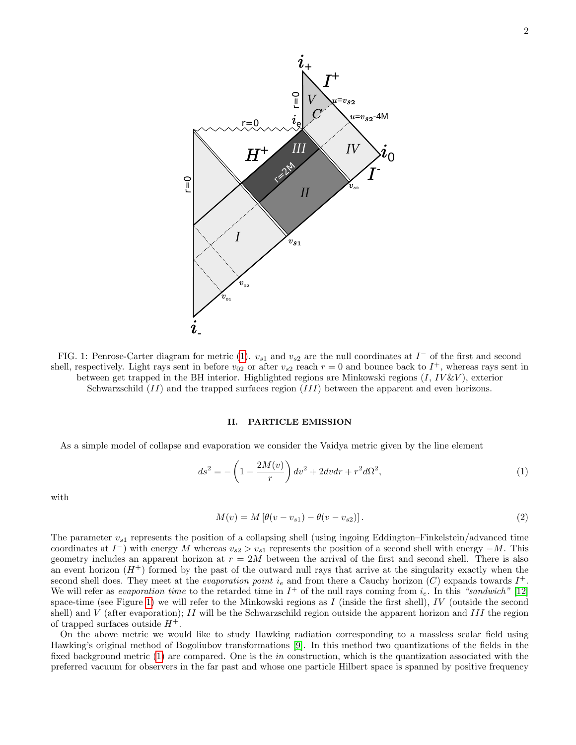FIG. 1: Penrose-Carter diagram for metric (1). $v_{s1}$ and $v_{s2}$ are the null coordinates at $I^-$ of the first and second shell, respectively. Light rays sent in before $v_{02}$ or after $v_{s2}$ reach $r=0$ and bounce back to $I^+$, whereas rays sent in between get trapped in the BH interior. Highlighted regions are Minkowski regions ($I$, $IV$&$V$), exterior Schwarzschild ($II$) and the trapped surfaces region ($III$) between the apparent and even horizons.

## II. PARTICLE EMISSION

As a simple model of collapse and evaporation we consider the Vaidya metric given by the line element

$$ds^2 = -\left(1 - \frac{2M(v)}{r}\right) dv^2 + 2dvdr + r^2 d\Omega^2, \tag{1}$$

with

$$M(v) = M\left[\theta(v - v_{s1}) - \theta(v - v_{s2})\right]. \tag{2}$$

The parameter $v_{s1}$ represents the position of a collapsing shell (using ingoing Eddington–Finkelstein/advanced time coordinates at $I^-$) with energy $M$ whereas $v_{s2} > v_{s1}$ represents the position of a second shell with energy $-M$. This geometry includes an apparent horizon at $r = 2M$ between the arrival of the first and second shell. There is also an event horizon ($H^+$) formed by the past of the outward null rays that arrive at the singularity exactly when the second shell does. They meet at the *evaporation point* $i_e$ and from there a Cauchy horizon ($C$) expands towards $I^+$. We will refer as *evaporation time* to the retarded time in $I^+$ of the null rays coming from $i_e$. In this *"sandwich"* [12] space-time (see Figure 1) we will refer to the Minkowski regions as $I$ (inside the first shell), $IV$ (outside the second shell) and $V$ (after evaporation); $II$ will be the Schwarzschild region outside the apparent horizon and $III$ the region of trapped surfaces outside $H^+$.

On the above metric we would like to study Hawking radiation corresponding to a massless scalar field using Hawking's original method of Bogoliubov transformations [9]. In this method two quantizations of the fields in the fixed background metric (1) are compared. One is the *in* construction, which is the quantization associated with the preferred vacuum for observers in the far past and whose one particle Hilbert space is spanned by positive frequency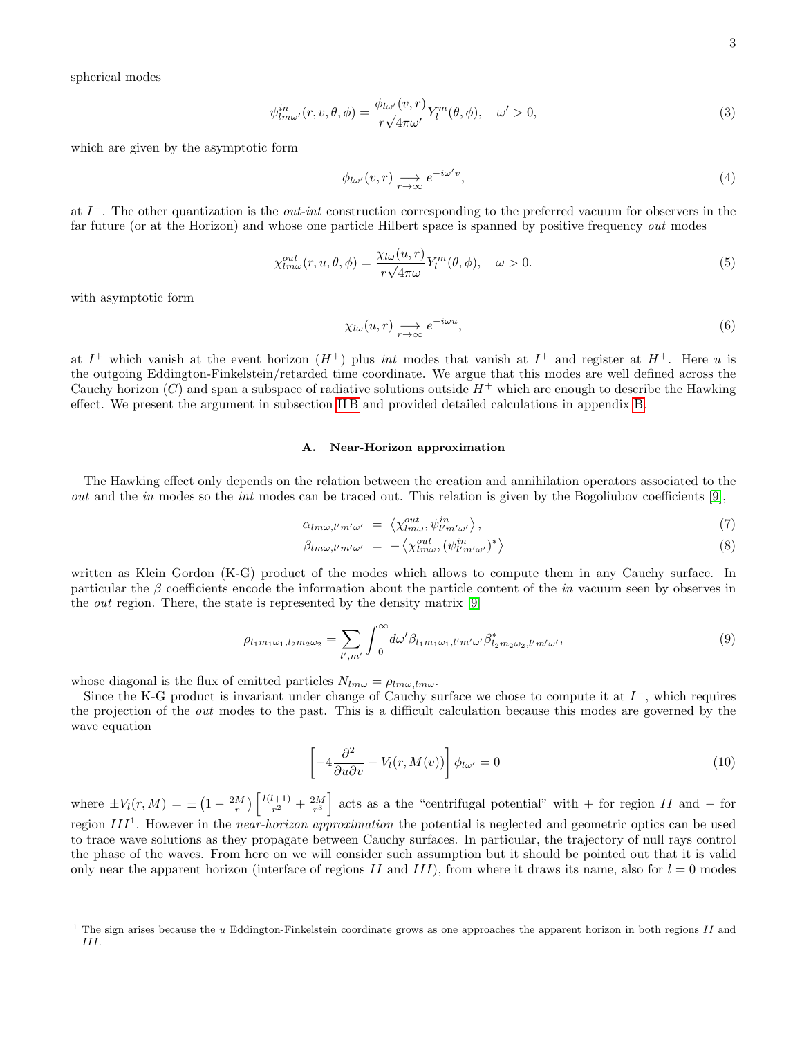spherical modes

$$\psi^{in}_{lm\omega'}(r,v,\theta,\phi) = \frac{\phi_{l\omega'}(v,r)}{r\sqrt{4\pi\omega'}} Y^m_l(\theta,\phi), \quad \omega' > 0, \tag{3}$$

which are given by the asymptotic form

$$\phi_{l\omega'}(v,r) \underset{r\to\infty}{\longrightarrow} e^{-i\omega' v}, \tag{4}$$

at $I^-$. The other quantization is the *out-int* construction corresponding to the preferred vacuum for observers in the far future (or at the Horizon) and whose one particle Hilbert space is spanned by positive frequency *out* modes

$$\chi^{out}_{lm\omega}(r,u,\theta,\phi) = \frac{\chi_{l\omega}(u,r)}{r\sqrt{4\pi\omega}} Y^m_l(\theta,\phi), \quad \omega > 0. \tag{5}$$

with asymptotic form

$$\chi_{l\omega}(u,r) \underset{r\to\infty}{\longrightarrow} e^{-i\omega u}, \tag{6}$$

at $I^+$ which vanish at the event horizon ($H^+$) plus *int* modes that vanish at $I^+$ and register at $H^+$. Here $u$ is the outgoing Eddington-Finkelstein/retarded time coordinate. We argue that this modes are well defined across the Cauchy horizon ($C$) and span a subspace of radiative solutions outside $H^+$ which are enough to describe the Hawking effect. We present the argument in subsection II B and provided detailed calculations in appendix B.

### A. Near-Horizon approximation

The Hawking effect only depends on the relation between the creation and annihilation operators associated to the *out* and the *in* modes so the *int* modes can be traced out. This relation is given by the Bogoliubov coefficients [9],

$$\alpha_{lm\omega,l'm'\omega'} = \left\langle \chi^{out}_{lm\omega}, \psi^{in}_{l'm'\omega'} \right\rangle, \tag{7}$$

$$\beta_{lm\omega,l'm'\omega'} = -\left\langle \chi^{out}_{lm\omega}, (\psi^{in}_{l'm'\omega'})^* \right\rangle \tag{8}$$

written as Klein Gordon (K-G) product of the modes which allows to compute them in any Cauchy surface. In particular the $\beta$ coefficients encode the information about the particle content of the *in* vacuum seen by observes in the *out* region. There, the state is represented by the density matrix [9]

$$\rho_{l_1m_1\omega_1,l_2m_2\omega_2} = \sum_{l',m'} \int_0^\infty d\omega' \beta_{l_1m_1\omega_1,l'm'\omega'} \beta^*_{l_2m_2\omega_2,l'm'\omega'}, \tag{9}$$

whose diagonal is the flux of emitted particles $N_{lm\omega} = \rho_{lm\omega,lm\omega}$.

Since the K-G product is invariant under change of Cauchy surface we chose to compute it at $I^-$, which requires the projection of the *out* modes to the past. This is a difficult calculation because this modes are governed by the wave equation

$$\left[-4\frac{\partial^2}{\partial u \partial v} - V_l(r, M(v))\right]\phi_{l\omega'} = 0 \tag{10}$$

where $\pm V_l(r,M) = \pm\left(1 - \frac{2M}{r}\right)\left[\frac{l(l+1)}{r^2} + \frac{2M}{r^3}\right]$ acts as a the "centrifugal potential" with $+$ for region $II$ and $-$ for region $III$[1]. However in the *near-horizon approximation* the potential is neglected and geometric optics can be used to trace wave solutions as they propagate between Cauchy surfaces. In particular, the trajectory of null rays control the phase of the waves. From here on we will consider such assumption but it should be pointed out that it is valid only near the apparent horizon (interface of regions $II$ and $III$), from where it draws its name, also for $l = 0$ modes

---

[1] The sign arises because the $u$ Eddington-Finkelstein coordinate grows as one approaches the apparent horizon in both regions $II$ and $III$.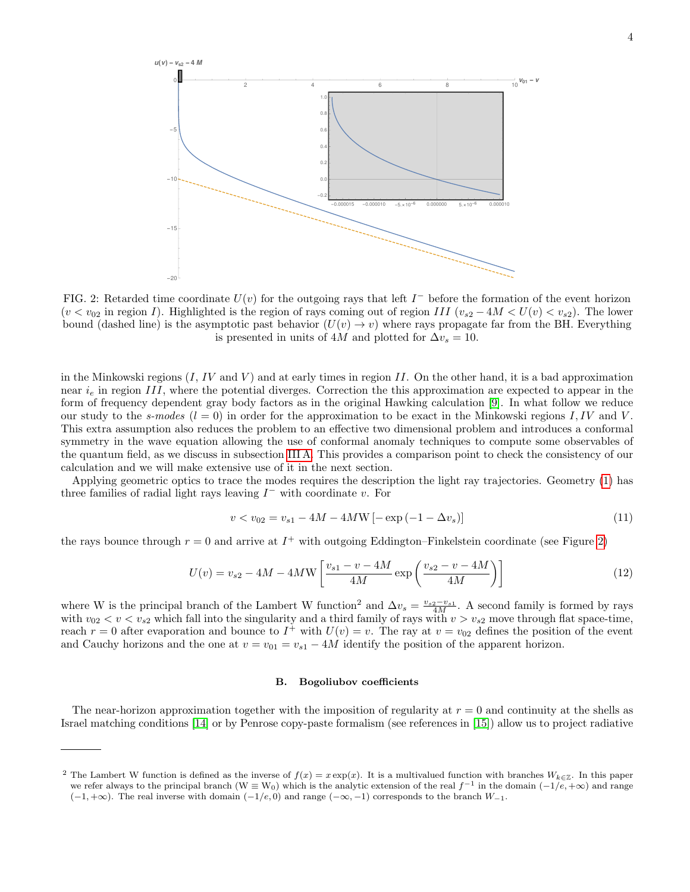FIG. 2: Retarded time coordinate $U(v)$ for the outgoing rays that left $I^-$ before the formation of the event horizon ($v < v_{02}$ in region $I$). Highlighted is the region of rays coming out of region $III$ ($v_{s2} - 4M < U(v) < v_{s2}$). The lower bound (dashed line) is the asymptotic past behavior ($U(v) \to v$) where rays propagate far from the BH. Everything is presented in units of $4M$ and plotted for $\Delta v_s = 10$.

in the Minkowski regions ($I$, $IV$ and $V$) and at early times in region $II$. On the other hand, it is a bad approximation near $i_e$ in region $III$, where the potential diverges. Correction the this approximation are expected to appear in the form of frequency dependent gray body factors as in the original Hawking calculation [9]. In what follow we reduce our study to the *s-modes* ($l = 0$) in order for the approximation to be exact in the Minkowski regions $I, IV$ and $V$. This extra assumption also reduces the problem to an effective two dimensional problem and introduces a conformal symmetry in the wave equation allowing the use of conformal anomaly techniques to compute some observables of the quantum field, as we discuss in subsection III A. This provides a comparison point to check the consistency of our calculation and we will make extensive use of it in the next section.

Applying geometric optics to trace the modes requires the description the light ray trajectories. Geometry (1) has three families of radial light rays leaving $I^-$ with coordinate $v$. For

$$v < v_{02} = v_{s1} - 4M - 4M\mathrm{W}\left[-\exp\left(-1 - \Delta v_s\right)\right] \tag{11}$$

the rays bounce through $r = 0$ and arrive at $I^+$ with outgoing Eddington–Finkelstein coordinate (see Figure 2)

$$U(v) = v_{s2} - 4M - 4M\mathrm{W}\left[\frac{v_{s1} - v - 4M}{4M}\exp\left(\frac{v_{s2} - v - 4M}{4M}\right)\right] \tag{12}$$

where W is the principal branch of the Lambert W function[2] and $\Delta v_s = \frac{v_{s2} - v_{s1}}{4M}$. A second family is formed by rays with $v_{02} < v < v_{s2}$ which fall into the singularity and a third family of rays with $v > v_{s2}$ move through flat space-time, reach $r = 0$ after evaporation and bounce to $I^+$ with $U(v) = v$. The ray at $v = v_{02}$ defines the position of the event and Cauchy horizons and the one at $v = v_{01} = v_{s1} - 4M$ identify the position of the apparent horizon.

### B. Bogoliubov coefficients

The near-horizon approximation together with the imposition of regularity at $r = 0$ and continuity at the shells as Israel matching conditions [14] or by Penrose copy-paste formalism (see references in [15]) allow us to project radiative

[2] The Lambert W function is defined as the inverse of $f(x) = x\exp(x)$. It is a multivalued function with branches $W_{k \in \mathbb{Z}}$. In this paper we refer always to the principal branch ($\mathrm{W} \equiv \mathrm{W}_0$) which is the analytic extension of the real $f^{-1}$ in the domain $(-1/e, +\infty)$ and range $(-1, +\infty)$. The real inverse with domain $(-1/e, 0)$ and range $(-\infty, -1)$ corresponds to the branch $W_{-1}$.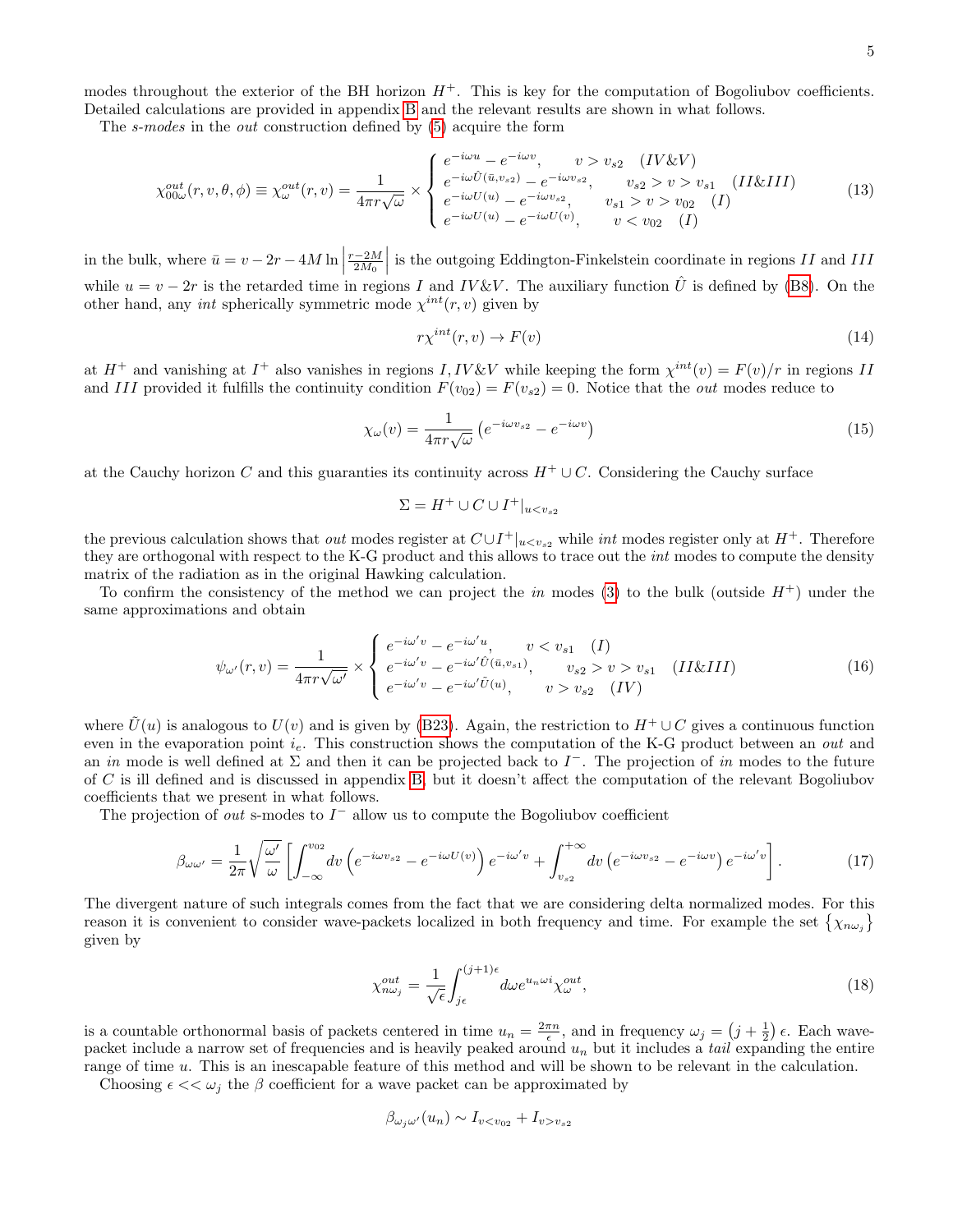modes throughout the exterior of the BH horizon $H^+$. This is key for the computation of Bogoliubov coefficients. Detailed calculations are provided in appendix B and the relevant results are shown in what follows.

The *s-modes* in the *out* construction defined by (5) acquire the form

$$\chi^{out}_{00\omega}(r,v,\theta,\phi) \equiv \chi^{out}_{\omega}(r,v) = \frac{1}{4\pi r\sqrt{\omega}} \times \begin{cases} e^{-i\omega u} - e^{-i\omega v}, & v > v_{s2} \quad (IV\&V) \\ e^{-i\omega \hat{U}(\bar{u},v_{s2})} - e^{-i\omega v_{s2}}, & v_{s2} > v > v_{s1} \quad (II\&III) \\ e^{-i\omega U(u)} - e^{-i\omega v_{s2}}, & v_{s1} > v > v_{02} \quad (I) \\ e^{-i\omega U(u)} - e^{-i\omega U(v)}, & v < v_{02} \quad (I) \end{cases} \tag{13}$$

in the bulk, where $\bar{u} = v - 2r - 4M\ln\left|\frac{r-2M}{2M_0}\right|$ is the outgoing Eddington-Finkelstein coordinate in regions $II$ and $III$ while $u = v - 2r$ is the retarded time in regions $I$ and $IV\&V$. The auxiliary function $\hat{U}$ is defined by (B8). On the other hand, any *int* spherically symmetric mode $\chi^{int}(r,v)$ given by

$$r\chi^{int}(r,v) \to F(v) \tag{14}$$

at $H^+$ and vanishing at $I^+$ also vanishes in regions $I, IV\&V$ while keeping the form $\chi^{int}(v) = F(v)/r$ in regions $II$ and $III$ provided it fulfills the continuity condition $F(v_{02}) = F(v_{s2}) = 0$. Notice that the *out* modes reduce to

$$\chi_{\omega}(v) = \frac{1}{4\pi r\sqrt{\omega}}\left(e^{-i\omega v_{s2}} - e^{-i\omega v}\right) \tag{15}$$

at the Cauchy horizon $C$ and this guaranties its continuity across $H^+ \cup C$. Considering the Cauchy surface

$$\Sigma = H^+ \cup C \cup I^+|_{u<v_{s2}}$$

the previous calculation shows that *out* modes register at $C \cup I^+|_{u<v_{s2}}$ while *int* modes register only at $H^+$. Therefore they are orthogonal with respect to the K-G product and this allows to trace out the *int* modes to compute the density matrix of the radiation as in the original Hawking calculation.

To confirm the consistency of the method we can project the *in* modes (3) to the bulk (outside $H^+$) under the same approximations and obtain

$$\psi_{\omega'}(r,v) = \frac{1}{4\pi r\sqrt{\omega'}} \times \begin{cases} e^{-i\omega' v} - e^{-i\omega' u}, & v < v_{s1} \quad (I) \\ e^{-i\omega' v} - e^{-i\omega' \hat{U}(\bar{u},v_{s1})}, & v_{s2} > v > v_{s1} \quad (II\&III) \\ e^{-i\omega' v} - e^{-i\omega' \tilde{U}(u)}, & v > v_{s2} \quad (IV) \end{cases} \tag{16}$$

where $\tilde{U}(u)$ is analogous to $U(v)$ and is given by (B23). Again, the restriction to $H^+ \cup C$ gives a continuous function even in the evaporation point $i_e$. This construction shows the computation of the K-G product between an *out* and an *in* mode is well defined at $\Sigma$ and then it can be projected back to $I^-$. The projection of *in* modes to the future of $C$ is ill defined and is discussed in appendix B, but it doesn't affect the computation of the relevant Bogoliubov coefficients that we present in what follows.

The projection of *out* s-modes to $I^-$ allow us to compute the Bogoliubov coefficient

$$\beta_{\omega\omega'} = \frac{1}{2\pi}\sqrt{\frac{\omega'}{\omega}}\left[\int_{-\infty}^{v_{02}} dv\left(e^{-i\omega v_{s2}} - e^{-i\omega U(v)}\right)e^{-i\omega' v} + \int_{v_{s2}}^{+\infty} dv\left(e^{-i\omega v_{s2}} - e^{-i\omega v}\right)e^{-i\omega' v}\right]. \tag{17}$$

The divergent nature of such integrals comes from the fact that we are considering delta normalized modes. For this reason it is convenient to consider wave-packets localized in both frequency and time. For example the set $\{\chi_{n\omega_j}\}$ given by

$$\chi^{out}_{n\omega_j} = \frac{1}{\sqrt{\epsilon}}\int_{j\epsilon}^{(j+1)\epsilon} d\omega e^{u_n \omega i}\chi^{out}_{\omega}, \tag{18}$$

is a countable orthonormal basis of packets centered in time $u_n = \frac{2\pi n}{\epsilon}$, and in frequency $\omega_j = \left(j + \frac{1}{2}\right)\epsilon$. Each wave-packet include a narrow set of frequencies and is heavily peaked around $u_n$ but it includes a *tail* expanding the entire range of time $u$. This is an inescapable feature of this method and will be shown to be relevant in the calculation.

Choosing $\epsilon << \omega_j$ the $\beta$ coefficient for a wave packet can be approximated by

$$\beta_{\omega_j\omega'}(u_n) \sim I_{v<v_{02}} + I_{v>v_{s2}}$$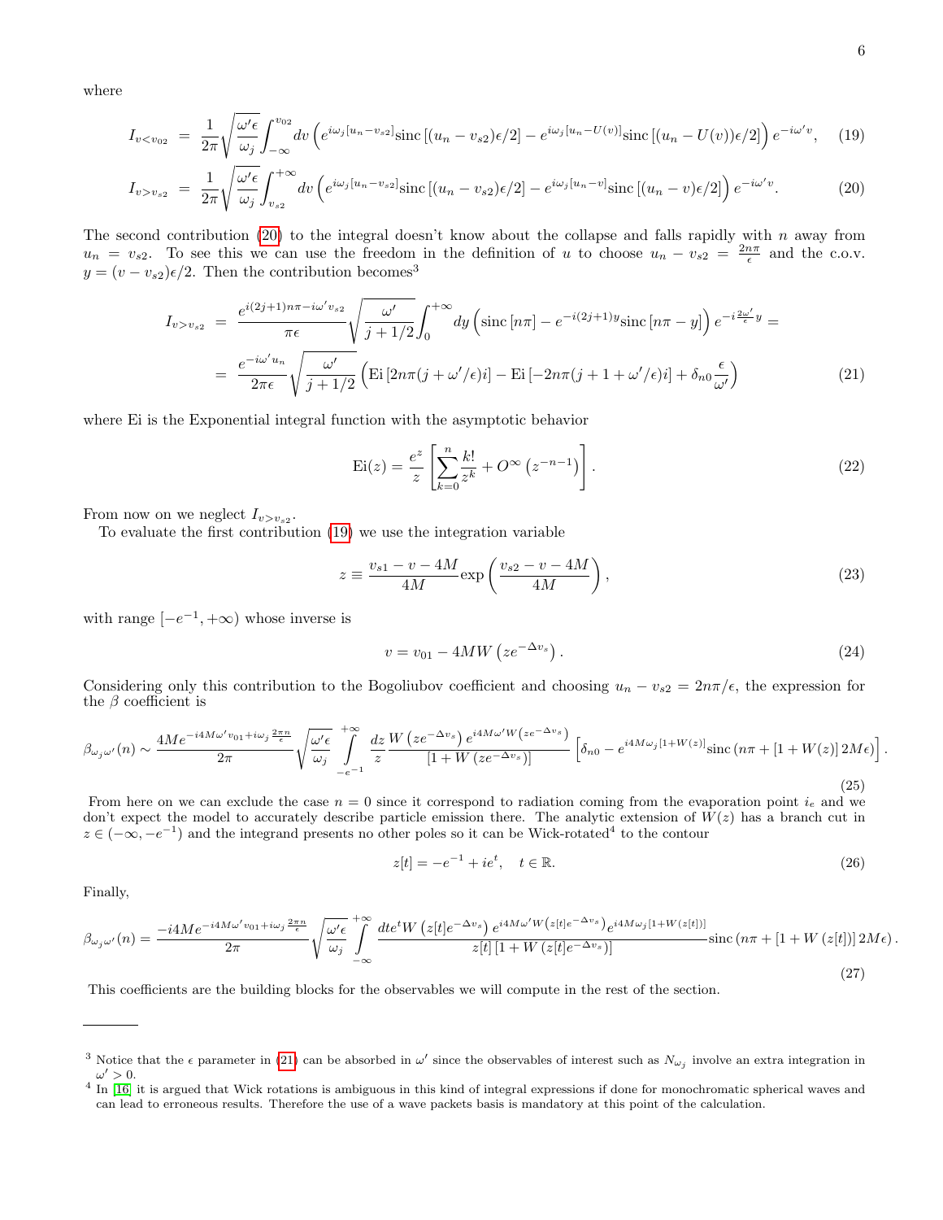where

$$I_{v<v_{02}} = \frac{1}{2\pi}\sqrt{\frac{\omega'\epsilon}{\omega_j}}\int_{-\infty}^{v_{02}} dv \left(e^{i\omega_j[u_n - v_{s2}]}\mathrm{sinc}\left[(u_n - v_{s2})\epsilon/2\right] - e^{i\omega_j[u_n - U(v)]}\mathrm{sinc}\left[(u_n - U(v))\epsilon/2\right]\right)e^{-i\omega' v}, \quad (19)$$

$$I_{v>v_{s2}} = \frac{1}{2\pi}\sqrt{\frac{\omega'\epsilon}{\omega_j}}\int_{v_{s2}}^{+\infty} dv \left(e^{i\omega_j[u_n - v_{s2}]}\mathrm{sinc}\left[(u_n - v_{s2})\epsilon/2\right] - e^{i\omega_j[u_n - v]}\mathrm{sinc}\left[(u_n - v)\epsilon/2\right]\right)e^{-i\omega' v}. \quad (20)$$

The second contribution (20) to the integral doesn't know about the collapse and falls rapidly with $n$ away from $u_n = v_{s2}$. To see this we can use the freedom in the definition of $u$ to choose $u_n - v_{s2} = \frac{2n\pi}{\epsilon}$ and the c.o.v. $y = (v - v_{s2})\epsilon/2$. Then the contribution becomes[3]

$$\begin{aligned} I_{v>v_{s2}} &= \frac{e^{i(2j+1)n\pi - i\omega' v_{s2}}}{\pi\epsilon}\sqrt{\frac{\omega'}{j+1/2}}\int_0^{+\infty} dy \left(\mathrm{sinc}\left[n\pi\right] - e^{-i(2j+1)y}\mathrm{sinc}\left[n\pi - y\right]\right)e^{-i\frac{2\omega'}{\epsilon}y} = \\ &= \frac{e^{-i\omega' u_n}}{2\pi\epsilon}\sqrt{\frac{\omega'}{j+1/2}}\left(\mathrm{Ei}\left[2n\pi(j+\omega'/\epsilon)i\right] - \mathrm{Ei}\left[-2n\pi(j+1+\omega'/\epsilon)i\right] + \delta_{n0}\frac{\epsilon}{\omega'}\right) \end{aligned} \quad (21)$$

where Ei is the Exponential integral function with the asymptotic behavior

$$\mathrm{Ei}(z) = \frac{e^z}{z}\left[\sum_{k=0}^{n}\frac{k!}{z^k} + O^\infty\left(z^{-n-1}\right)\right]. \quad (22)$$

From now on we neglect $I_{v>v_{s2}}$.

To evaluate the first contribution (19) we use the integration variable

$$z \equiv \frac{v_{s1} - v - 4M}{4M}\exp\left(\frac{v_{s2} - v - 4M}{4M}\right), \quad (23)$$

with range $[-e^{-1}, +\infty)$ whose inverse is

$$v = v_{01} - 4MW\left(ze^{-\Delta v_s}\right). \quad (24)$$

Considering only this contribution to the Bogoliubov coefficient and choosing $u_n - v_{s2} = 2n\pi/\epsilon$, the expression for the $\beta$ coefficient is

$$\beta_{\omega_j\omega'}(n) \sim \frac{4Me^{-i4M\omega' v_{01} + i\omega_j\frac{2\pi n}{\epsilon}}}{2\pi}\sqrt{\frac{\omega'\epsilon}{\omega_j}}\int_{-e^{-1}}^{+\infty}\frac{dz}{z}\frac{W\left(ze^{-\Delta v_s}\right)e^{i4M\omega' W\left(ze^{-\Delta v_s}\right)}}{\left[1 + W\left(ze^{-\Delta v_s}\right)\right]}\left[\delta_{n0} - e^{i4M\omega_j[1+W(z)]}\mathrm{sinc}\left(n\pi + \left[1 + W(z)\right]2M\epsilon\right)\right]. \quad (25)$$

From here on we can exclude the case $n = 0$ since it correspond to radiation coming from the evaporation point $i_e$ and we don't expect the model to accurately describe particle emission there. The analytic extension of $W(z)$ has a branch cut in $z \in (-\infty, -e^{-1})$ and the integrand presents no other poles so it can be Wick-rotated[4] to the contour

$$z[t] = -e^{-1} + ie^t, \quad t \in \mathbb{R}. \quad (26)$$

Finally,

$$\beta_{\omega_j\omega'}(n) = \frac{-i4Me^{-i4M\omega' v_{01} + i\omega_j\frac{2\pi n}{\epsilon}}}{2\pi}\sqrt{\frac{\omega'\epsilon}{\omega_j}}\int_{-\infty}^{+\infty}\frac{dte^t W\left(z[t]e^{-\Delta v_s}\right)e^{i4M\omega' W\left(z[t]e^{-\Delta v_s}\right)}e^{i4M\omega_j[1+W(z[t])]}}{z[t]\left[1 + W\left(z[t]e^{-\Delta v_s}\right)\right]}\mathrm{sinc}\left(n\pi + \left[1 + W\left(z[t]\right)\right]2M\epsilon\right). \quad (27)$$

This coefficients are the building blocks for the observables we will compute in the rest of the section.

---

[3] Notice that the $\epsilon$ parameter in (21) can be absorbed in $\omega'$ since the observables of interest such as $N_{\omega_j}$ involve an extra integration in $\omega' > 0$.

[4] In [16] it is argued that Wick rotations is ambiguous in this kind of integral expressions if done for monochromatic spherical waves and can lead to erroneous results. Therefore the use of a wave packets basis is mandatory at this point of the calculation.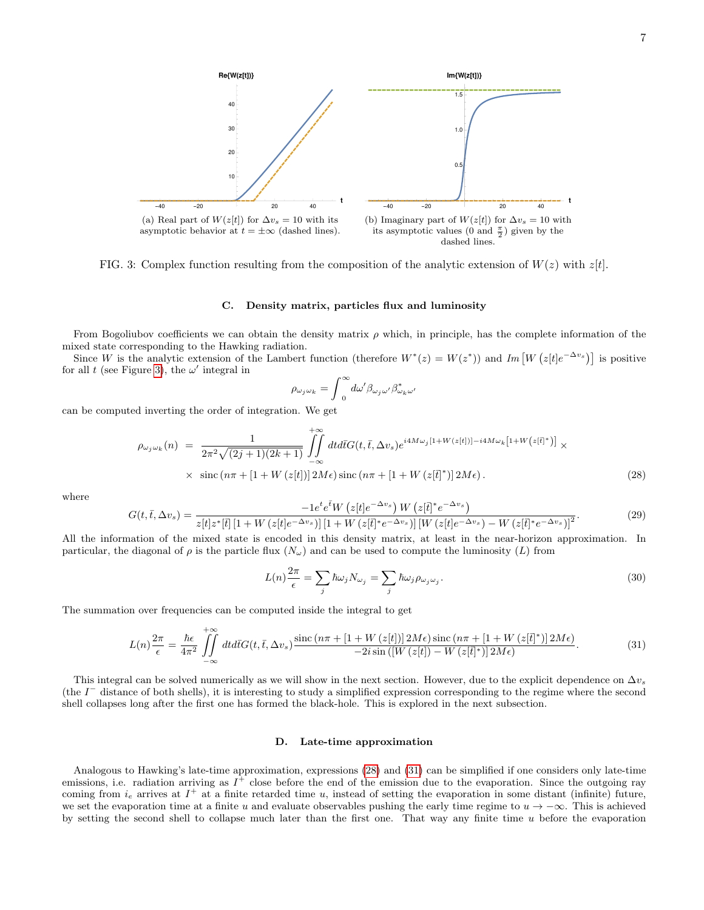(a) Real part of $W(z[t])$ for $\Delta v_s = 10$ with its asymptotic behavior at $t = \pm\infty$ (dashed lines).

(b) Imaginary part of $W(z[t])$ for $\Delta v_s = 10$ with its asymptotic values ($0$ and $\frac{\pi}{2}$) given by the dashed lines.

FIG. 3: Complex function resulting from the composition of the analytic extension of $W(z)$ with $z[t]$.

### C. Density matrix, particles flux and luminosity

From Bogoliubov coefficients we can obtain the density matrix $\rho$ which, in principle, has the complete information of the mixed state corresponding to the Hawking radiation.

Since $W$ is the analytic extension of the Lambert function (therefore $W^*(z) = W(z^*)$) and $Im\left[W\left(z[t]e^{-\Delta v_s}\right)\right]$ is positive for all $t$ (see Figure 3), the $\omega'$ integral in

$$\rho_{\omega_j \omega_k} = \int_0^\infty d\omega' \beta_{\omega_j \omega'} \beta^*_{\omega_k \omega'}$$

can be computed inverting the order of integration. We get

$$\begin{aligned}\rho_{\omega_j \omega_k}(n) \;&=\; \frac{1}{2\pi^2\sqrt{(2j+1)(2k+1)}} \iint\limits_{-\infty}^{+\infty} dt d\bar{t} G(t,\bar{t},\Delta v_s) e^{i4M\omega_j[1+W(z[t])]-i4M\omega_k\left[1+W\left(z[\bar{t}]^*\right)\right]} \times \\ &\times\; \text{sinc}\left(n\pi + [1+W(z[t])]\, 2M\epsilon\right) \text{sinc}\left(n\pi + [1+W(z[\bar{t}]^*)]\, 2M\epsilon\right). \end{aligned} \tag{28}$$

where

$$G(t,\bar{t},\Delta v_s) = \frac{-1e^t e^{\bar{t}} W\left(z[t]e^{-\Delta v_s}\right) W\left(z[\bar{t}]^* e^{-\Delta v_s}\right)}{z[t]z^*[\bar{t}]\left[1+W\left(z[t]e^{-\Delta v_s}\right)\right]\left[1+W\left(z[\bar{t}]^* e^{-\Delta v_s}\right)\right]\left[W\left(z[t]e^{-\Delta v_s}\right) - W\left(z[\bar{t}]^* e^{-\Delta v_s}\right)\right]^2}. \tag{29}$$

All the information of the mixed state is encoded in this density matrix, at least in the near-horizon approximation. In particular, the diagonal of $\rho$ is the particle flux ($N_\omega$) and can be used to compute the luminosity ($L$) from

$$L(n)\frac{2\pi}{\epsilon} = \sum_j \hbar\omega_j N_{\omega_j} = \sum_j \hbar\omega_j \rho_{\omega_j\omega_j}. \tag{30}$$

The summation over frequencies can be computed inside the integral to get

$$L(n)\frac{2\pi}{\epsilon} = \frac{\hbar\epsilon}{4\pi^2} \iint\limits_{-\infty}^{+\infty} dt d\bar{t} G(t,\bar{t},\Delta v_s) \frac{\text{sinc}\left(n\pi + [1+W(z[t])]\, 2M\epsilon\right) \text{sinc}\left(n\pi + [1+W(z[\bar{t}]^*)]\, 2M\epsilon\right)}{-2i\sin\left([W(z[t]) - W(z[\bar{t}]^*)]\, 2M\epsilon\right)}. \tag{31}$$

This integral can be solved numerically as we will show in the next section. However, due to the explicit dependence on $\Delta v_s$ (the $I^-$ distance of both shells), it is interesting to study a simplified expression corresponding to the regime where the second shell collapses long after the first one has formed the black-hole. This is explored in the next subsection.

### D. Late-time approximation

Analogous to Hawking's late-time approximation, expressions (28) and (31) can be simplified if one considers only late-time emissions, i.e. radiation arriving as $I^+$ close before the end of the emission due to the evaporation. Since the outgoing ray coming from $i_e$ arrives at $I^+$ at a finite retarded time $u$, instead of setting the evaporation in some distant (infinite) future, we set the evaporation time at a finite $u$ and evaluate observables pushing the early time regime to $u \to -\infty$. This is achieved by setting the second shell to collapse much later than the first one. That way any finite time $u$ before the evaporation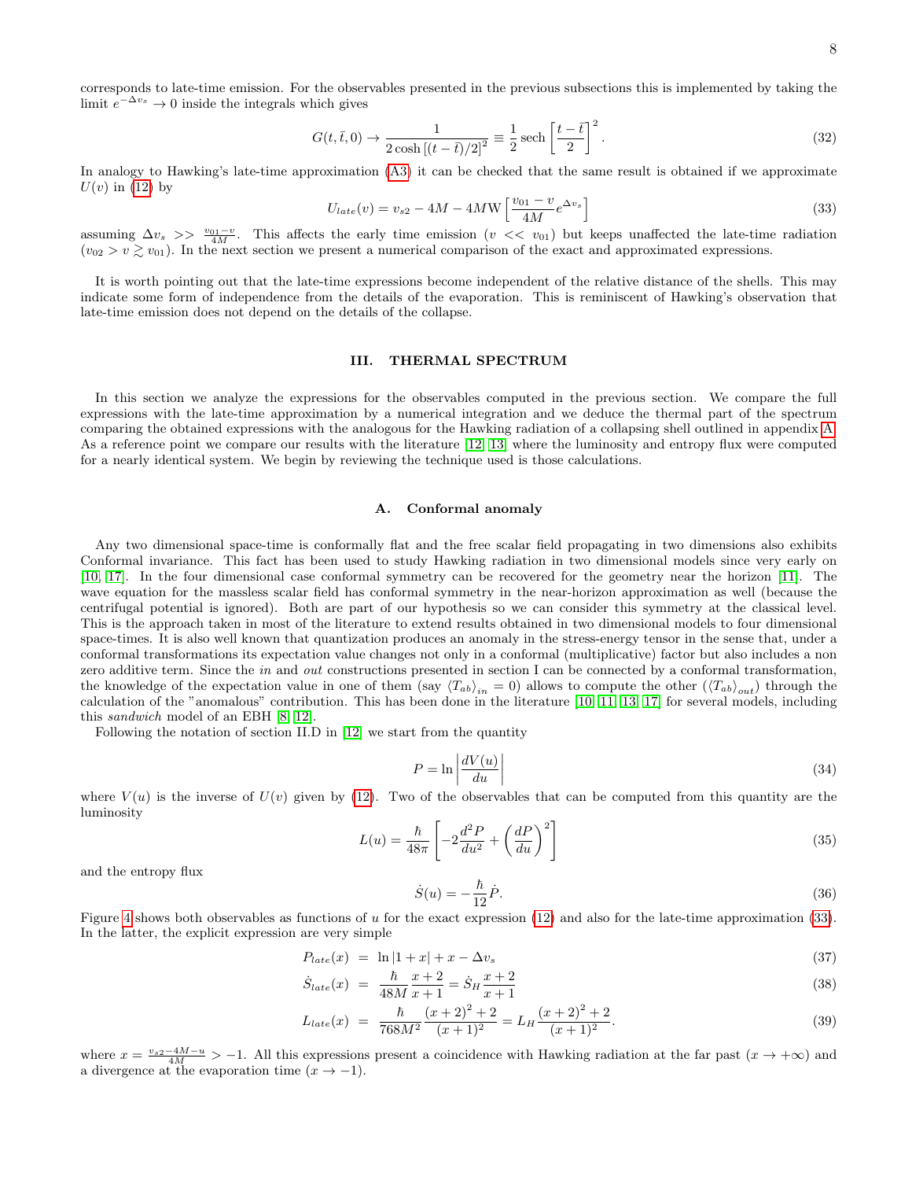corresponds to late-time emission. For the observables presented in the previous subsections this is implemented by taking the limit $e^{-\Delta v_s} \to 0$ inside the integrals which gives

$$G(t, \bar{t}, 0) \to \frac{1}{2\cosh\left[(t-\bar{t})/2\right]^2} \equiv \frac{1}{2}\,\mathrm{sech}\left[\frac{t-\bar{t}}{2}\right]^2. \tag{32}$$

In analogy to Hawking's late-time approximation (A3) it can be checked that the same result is obtained if we approximate $U(v)$ in (12) by

$$U_{late}(v) = v_{s2} - 4M - 4M\mathrm{W}\left[\frac{v_{01}-v}{4M}e^{\Delta v_s}\right] \tag{33}$$

assuming $\Delta v_s >> \frac{v_{01}-v}{4M}$. This affects the early time emission ($v << v_{01}$) but keeps unaffected the late-time radiation ($v_{02} > v \gtrsim v_{01}$). In the next section we present a numerical comparison of the exact and approximated expressions.

It is worth pointing out that the late-time expressions become independent of the relative distance of the shells. This may indicate some form of independence from the details of the evaporation. This is reminiscent of Hawking's observation that late-time emission does not depend on the details of the collapse.

## III. THERMAL SPECTRUM

In this section we analyze the expressions for the observables computed in the previous section. We compare the full expressions with the late-time approximation by a numerical integration and we deduce the thermal part of the spectrum comparing the obtained expressions with the analogous for the Hawking radiation of a collapsing shell outlined in appendix A. As a reference point we compare our results with the literature [12, 13] where the luminosity and entropy flux were computed for a nearly identical system. We begin by reviewing the technique used is those calculations.

### A. Conformal anomaly

Any two dimensional space-time is conformally flat and the free scalar field propagating in two dimensions also exhibits Conformal invariance. This fact has been used to study Hawking radiation in two dimensional models since very early on [10, 17]. In the four dimensional case conformal symmetry can be recovered for the geometry near the horizon [11]. The wave equation for the massless scalar field has conformal symmetry in the near-horizon approximation as well (because the centrifugal potential is ignored). Both are part of our hypothesis so we can consider this symmetry at the classical level. This is the approach taken in most of the literature to extend results obtained in two dimensional models to four dimensional space-times. It is also well known that quantization produces an anomaly in the stress-energy tensor in the sense that, under a conformal transformations its expectation value changes not only in a conformal (multiplicative) factor but also includes a non zero additive term. Since the *in* and *out* constructions presented in section I can be connected by a conformal transformation, the knowledge of the expectation value in one of them (say $\langle T_{ab}\rangle_{in} = 0$) allows to compute the other ($\langle T_{ab}\rangle_{out}$) through the calculation of the "anomalous" contribution. This has been done in the literature [10, 11, 13, 17] for several models, including this *sandwich* model of an EBH [8, 12].

Following the notation of section II.D in [12] we start from the quantity

$$P = \ln\left|\frac{dV(u)}{du}\right| \tag{34}$$

where $V(u)$ is the inverse of $U(v)$ given by (12). Two of the observables that can be computed from this quantity are the luminosity

$$L(u) = \frac{\hbar}{48\pi}\left[-2\frac{d^2P}{du^2} + \left(\frac{dP}{du}\right)^2\right] \tag{35}$$

and the entropy flux

$$\dot{S}(u) = -\frac{\hbar}{12}\dot{P}. \tag{36}$$

Figure 4 shows both observables as functions of $u$ for the exact expression (12) and also for the late-time approximation (33). In the latter, the explicit expression are very simple

$$P_{late}(x) = \ln|1+x| + x - \Delta v_s \tag{37}$$

$$\dot{S}_{late}(x) = \frac{\hbar}{48M}\frac{x+2}{x+1} = \dot{S}_H\frac{x+2}{x+1} \tag{38}$$

$$L_{late}(x) = \frac{\hbar}{768M^2}\frac{(x+2)^2+2}{(x+1)^2} = L_H\frac{(x+2)^2+2}{(x+1)^2}. \tag{39}$$

where $x = \frac{v_{s2}-4M-u}{4M} > -1$. All this expressions present a coincidence with Hawking radiation at the far past ($x \to +\infty$) and a divergence at the evaporation time ($x \to -1$).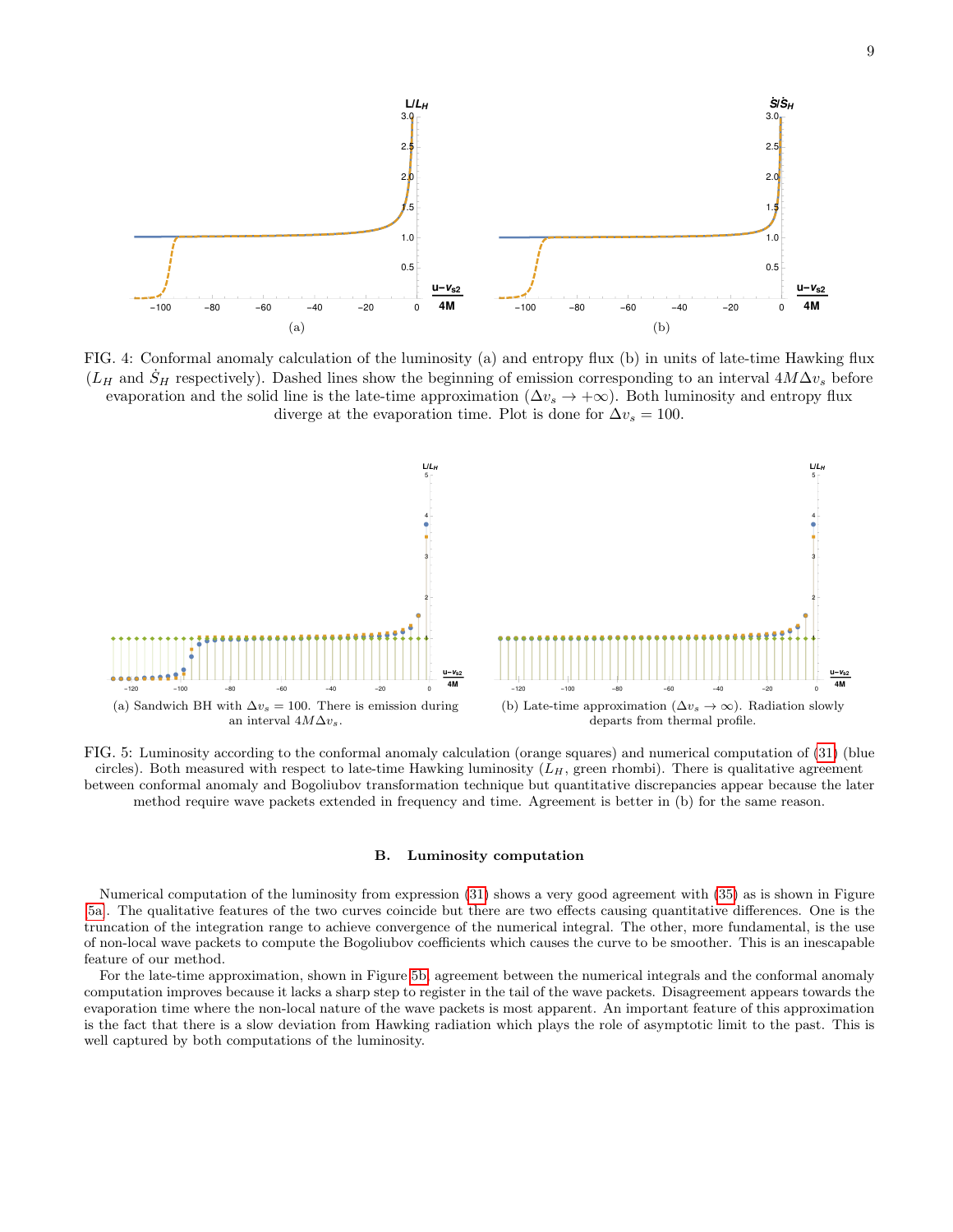FIG. 4: Conformal anomaly calculation of the luminosity (a) and entropy flux (b) in units of late-time Hawking flux ($L_H$ and $\dot{S}_H$ respectively). Dashed lines show the beginning of emission corresponding to an interval $4M\Delta v_s$ before evaporation and the solid line is the late-time approximation ($\Delta v_s \to +\infty$). Both luminosity and entropy flux diverge at the evaporation time. Plot is done for $\Delta v_s = 100$.

(a) Sandwich BH with $\Delta v_s = 100$. There is emission during an interval $4M\Delta v_s$.

(b) Late-time approximation ($\Delta v_s \to \infty$). Radiation slowly departs from thermal profile.

FIG. 5: Luminosity according to the conformal anomaly calculation (orange squares) and numerical computation of (31) (blue circles). Both measured with respect to late-time Hawking luminosity ($L_H$, green rhombi). There is qualitative agreement between conformal anomaly and Bogoliubov transformation technique but quantitative discrepancies appear because the later method require wave packets extended in frequency and time. Agreement is better in (b) for the same reason.

### B. Luminosity computation

Numerical computation of the luminosity from expression (31) shows a very good agreement with (35) as is shown in Figure 5a. The qualitative features of the two curves coincide but there are two effects causing quantitative differences. One is the truncation of the integration range to achieve convergence of the numerical integral. The other, more fundamental, is the use of non-local wave packets to compute the Bogoliubov coefficients which causes the curve to be smoother. This is an inescapable feature of our method.

For the late-time approximation, shown in Figure 5b, agreement between the numerical integrals and the conformal anomaly computation improves because it lacks a sharp step to register in the tail of the wave packets. Disagreement appears towards the evaporation time where the non-local nature of the wave packets is most apparent. An important feature of this approximation is the fact that there is a slow deviation from Hawking radiation which plays the role of asymptotic limit to the past. This is well captured by both computations of the luminosity.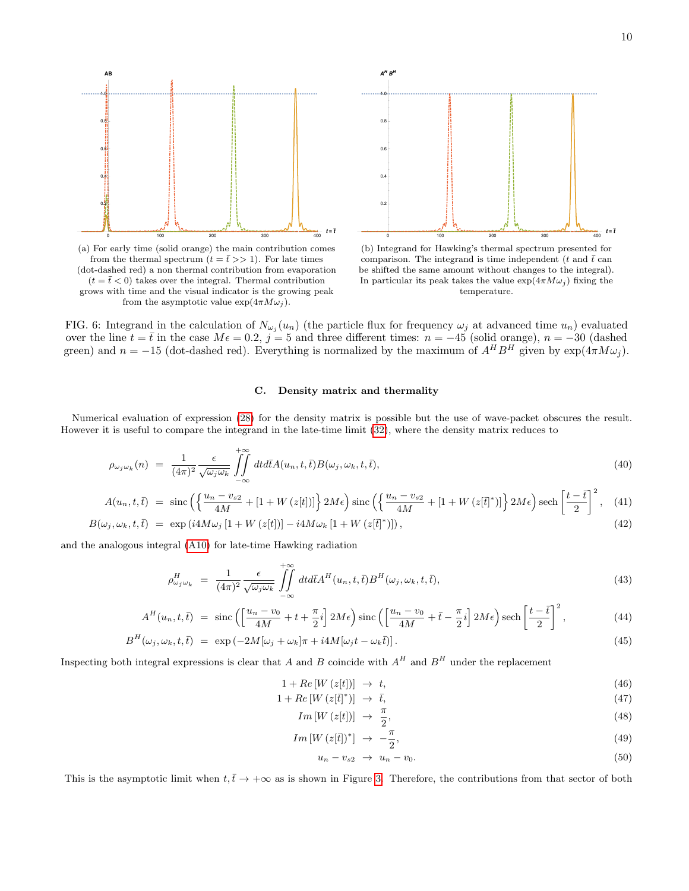(a) For early time (solid orange) the main contribution comes from the thermal spectrum ($t = \bar{t} >> 1$). For late times (dot-dashed red) a non thermal contribution from evaporation ($t = \bar{t} < 0$) takes over the integral. Thermal contribution grows with time and the visual indicator is the growing peak from the asymptotic value $\exp(4\pi M\omega_j)$.

(b) Integrand for Hawking's thermal spectrum presented for comparison. The integrand is time independent ($t$ and $\bar{t}$ can be shifted the same amount without changes to the integral). In particular its peak takes the value $\exp(4\pi M\omega_j)$ fixing the temperature.

FIG. 6: Integrand in the calculation of $N_{\omega_j}(u_n)$ (the particle flux for frequency $\omega_j$ at advanced time $u_n$) evaluated over the line $t = \bar{t}$ in the case $M\epsilon = 0.2$, $j = 5$ and three different times: $n = -45$ (solid orange), $n = -30$ (dashed green) and $n = -15$ (dot-dashed red). Everything is normalized by the maximum of $A^H B^H$ given by $\exp(4\pi M\omega_j)$.

### C. Density matrix and thermality

Numerical evaluation of expression (28) for the density matrix is possible but the use of wave-packet obscures the result. However it is useful to compare the integrand in the late-time limit (32), where the density matrix reduces to

$$\rho_{\omega_j\omega_k}(n) = \frac{1}{(4\pi)^2}\frac{\epsilon}{\sqrt{\omega_j\omega_k}}\iint_{-\infty}^{+\infty} dt d\bar{t} A(u_n,t,\bar{t})B(\omega_j,\omega_k,t,\bar{t}), \tag{40}$$

$$A(u_n,t,\bar{t}) = \operatorname{sinc}\left(\left\{\frac{u_n - v_{s2}}{4M} + [1 + W(z[t])]\right\} 2M\epsilon\right)\operatorname{sinc}\left(\left\{\frac{u_n - v_{s2}}{4M} + [1 + W(z[\bar{t}]^*)]\right\} 2M\epsilon\right)\operatorname{sech}\left[\frac{t-\bar{t}}{2}\right]^2, \tag{41}$$

$$B(\omega_j,\omega_k,t,\bar{t}) = \exp\left(i4M\omega_j\left[1 + W(z[t])\right] - i4M\omega_k\left[1 + W(z[\bar{t}]^*)\right]\right), \tag{42}$$

and the analogous integral (A10) for late-time Hawking radiation

$$\rho^H_{\omega_j\omega_k} = \frac{1}{(4\pi)^2}\frac{\epsilon}{\sqrt{\omega_j\omega_k}}\iint_{-\infty}^{+\infty} dt d\bar{t} A^H(u_n,t,\bar{t})B^H(\omega_j,\omega_k,t,\bar{t}), \tag{43}$$

$$A^H(u_n,t,\bar{t}) = \operatorname{sinc}\left(\left[\frac{u_n - v_0}{4M} + t + \frac{\pi}{2}i\right] 2M\epsilon\right)\operatorname{sinc}\left(\left[\frac{u_n - v_0}{4M} + \bar{t} - \frac{\pi}{2}i\right] 2M\epsilon\right)\operatorname{sech}\left[\frac{t-\bar{t}}{2}\right]^2, \tag{44}$$

$$B^H(\omega_j,\omega_k,t,\bar{t}) = \exp\left(-2M[\omega_j + \omega_k]\pi + i4M[\omega_j t - \omega_k \bar{t}]\right). \tag{45}$$

Inspecting both integral expressions is clear that $A$ and $B$ coincide with $A^H$ and $B^H$ under the replacement

$$1 + Re\left[W(z[t])\right] \rightarrow t, \tag{46}$$

$$1 + Re\left[W(z[\bar{t}]^*)\right] \rightarrow \bar{t}, \tag{47}$$

$$Im\left[W(z[t])\right] \rightarrow \frac{\pi}{2}, \tag{48}$$

$$Im\left[W(z[\bar{t}])^*\right] \rightarrow -\frac{\pi}{2}, \tag{49}$$

$$u_n - v_{s2} \rightarrow u_n - v_0. \tag{50}$$

This is the asymptotic limit when $t, \bar{t} \rightarrow +\infty$ as is shown in Figure 3. Therefore, the contributions from that sector of both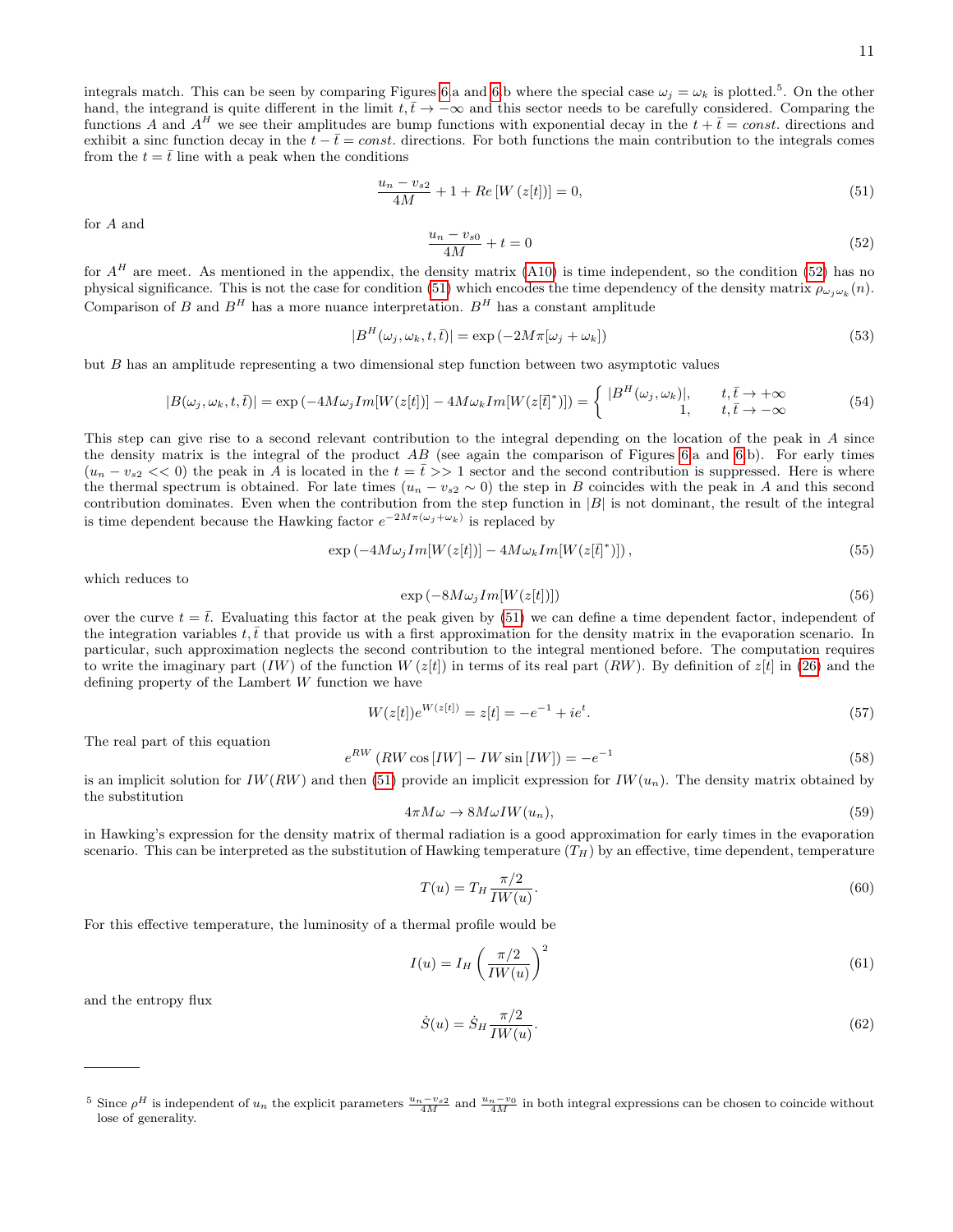integrals match. This can be seen by comparing Figures 6a and 6b where the special case $\omega_j = \omega_k$ is plotted.[5]. On the other hand, the integrand is quite different in the limit $t, \bar{t} \to -\infty$ and this sector needs to be carefully considered. Comparing the functions $A$ and $A^H$ we see their amplitudes are bump functions with exponential decay in the $t + \bar{t} = const.$ directions and exhibit a sinc function decay in the $t - \bar{t} = const.$ directions. For both functions the main contribution to the integrals comes from the $t = \bar{t}$ line with a peak when the conditions

$$\frac{u_n - v_{s2}}{4M} + 1 + Re\left[W\left(z[t]\right)\right] = 0, \tag{51}$$

for $A$ and

$$\frac{u_n - v_{s0}}{4M} + t = 0 \tag{52}$$

for $A^H$ are meet. As mentioned in the appendix, the density matrix (A10) is time independent, so the condition (52) has no physical significance. This is not the case for condition (51) which encodes the time dependency of the density matrix $\rho_{\omega_j \omega_k}(n)$. Comparison of $B$ and $B^H$ has a more nuance interpretation. $B^H$ has a constant amplitude

$$|B^H(\omega_j, \omega_k, t, \bar{t})| = \exp\left(-2M\pi[\omega_j + \omega_k]\right) \tag{53}$$

but $B$ has an amplitude representing a two dimensional step function between two asymptotic values

$$|B(\omega_j, \omega_k, t, \bar{t})| = \exp\left(-4M\omega_j Im[W(z[t])] - 4M\omega_k Im[W(z[\bar{t}]^*)]\right) = \begin{cases} |B^H(\omega_j, \omega_k)|, & t, \bar{t} \to +\infty \\ 1, & t, \bar{t} \to -\infty \end{cases} \tag{54}$$

This step can give rise to a second relevant contribution to the integral depending on the location of the peak in $A$ since the density matrix is the integral of the product $AB$ (see again the comparison of Figures 6a and 6b). For early times ($u_n - v_{s2} << 0$) the peak in $A$ is located in the $t = \bar{t} >> 1$ sector and the second contribution is suppressed. Here is where the thermal spectrum is obtained. For late times ($u_n - v_{s2} \sim 0$) the step in $B$ coincides with the peak in $A$ and this second contribution dominates. Even when the contribution from the step function in $|B|$ is not dominant, the result of the integral is time dependent because the Hawking factor $e^{-2M\pi(\omega_j + \omega_k)}$ is replaced by

$$\exp\left(-4M\omega_j Im[W(z[t])] - 4M\omega_k Im[W(z[\bar{t}]^*)]\right), \tag{55}$$

which reduces to

$$\exp\left(-8M\omega_j Im[W(z[t])]\right) \tag{56}$$

over the curve $t = \bar{t}$. Evaluating this factor at the peak given by (51) we can define a time dependent factor, independent of the integration variables $t, \bar{t}$ that provide us with a first approximation for the density matrix in the evaporation scenario. In particular, such approximation neglects the second contribution to the integral mentioned before. The computation requires to write the imaginary part ($IW$) of the function $W(z[t])$ in terms of its real part ($RW$). By definition of $z[t]$ in (26) and the defining property of the Lambert $W$ function we have

$$W(z[t])e^{W(z[t])} = z[t] = -e^{-1} + ie^{t}. \tag{57}$$

The real part of this equation

$$e^{RW}\left(RW\cos\left[IW\right] - IW\sin\left[IW\right]\right) = -e^{-1} \tag{58}$$

is an implicit solution for $IW(RW)$ and then (51) provide an implicit expression for $IW(u_n)$. The density matrix obtained by the substitution

$$4\pi M\omega \to 8M\omega IW(u_n), \tag{59}$$

in Hawking's expression for the density matrix of thermal radiation is a good approximation for early times in the evaporation scenario. This can be interpreted as the substitution of Hawking temperature ($T_H$) by an effective, time dependent, temperature

$$T(u) = T_H \frac{\pi/2}{IW(u)}. \tag{60}$$

For this effective temperature, the luminosity of a thermal profile would be

$$I(u) = I_H \left(\frac{\pi/2}{IW(u)}\right)^2 \tag{61}$$

and the entropy flux

$$\dot{S}(u) = \dot{S}_H \frac{\pi/2}{IW(u)}. \tag{62}$$

---

[5] Since $\rho^H$ is independent of $u_n$ the explicit parameters $\frac{u_n - v_{s2}}{4M}$ and $\frac{u_n - v_0}{4M}$ in both integral expressions can be chosen to coincide without lose of generality.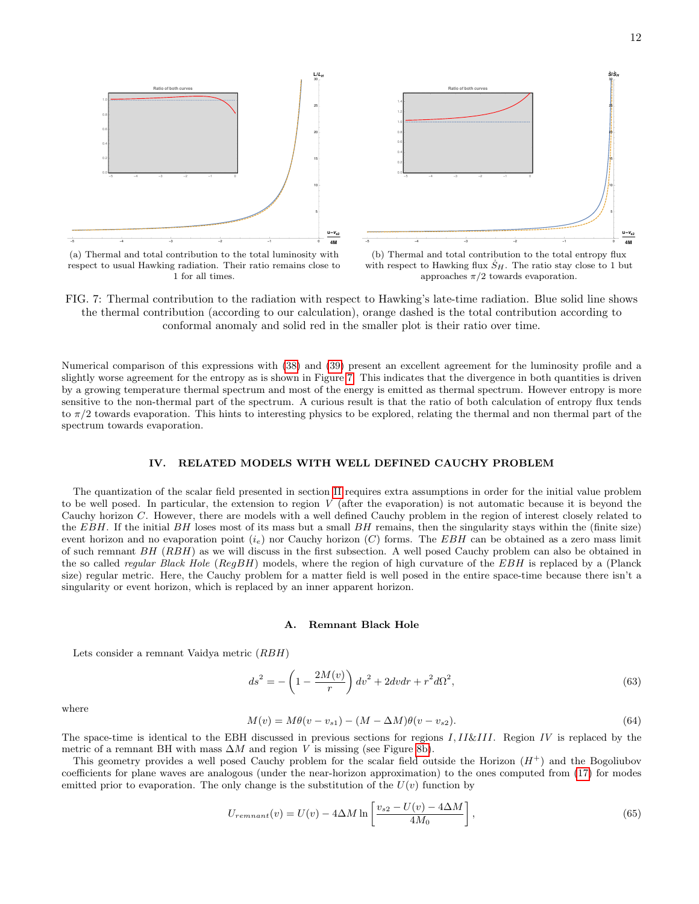(a) Thermal and total contribution to the total luminosity with respect to usual Hawking radiation. Their ratio remains close to 1 for all times.

(b) Thermal and total contribution to the total entropy flux with respect to Hawking flux $\dot{S}_H$. The ratio stay close to 1 but approaches $\pi/2$ towards evaporation.

FIG. 7: Thermal contribution to the radiation with respect to Hawking's late-time radiation. Blue solid line shows the thermal contribution (according to our calculation), orange dashed is the total contribution according to conformal anomaly and solid red in the smaller plot is their ratio over time.

Numerical comparison of this expressions with (38) and (39) present an excellent agreement for the luminosity profile and a slightly worse agreement for the entropy as is shown in Figure 7. This indicates that the divergence in both quantities is driven by a growing temperature thermal spectrum and most of the energy is emitted as thermal spectrum. However entropy is more sensitive to the non-thermal part of the spectrum. A curious result is that the ratio of both calculation of entropy flux tends to $\pi/2$ towards evaporation. This hints to interesting physics to be explored, relating the thermal and non thermal part of the spectrum towards evaporation.

## IV. RELATED MODELS WITH WELL DEFINED CAUCHY PROBLEM

The quantization of the scalar field presented in section II requires extra assumptions in order for the initial value problem to be well posed. In particular, the extension to region $V$ (after the evaporation) is not automatic because it is beyond the Cauchy horizon $C$. However, there are models with a well defined Cauchy problem in the region of interest closely related to the $EBH$. If the initial $BH$ loses most of its mass but a small $BH$ remains, then the singularity stays within the (finite size) event horizon and no evaporation point ($i_e$) nor Cauchy horizon ($C$) forms. The $EBH$ can be obtained as a zero mass limit of such remnant $BH$ ($RBH$) as we will discuss in the first subsection. A well posed Cauchy problem can also be obtained in the so called *regular Black Hole* ($RegBH$) models, where the region of high curvature of the $EBH$ is replaced by a (Planck size) regular metric. Here, the Cauchy problem for a matter field is well posed in the entire space-time because there isn't a singularity or event horizon, which is replaced by an inner apparent horizon.

### A. Remnant Black Hole

Lets consider a remnant Vaidya metric ($RBH$)

$$ds^2 = -\left(1 - \frac{2M(v)}{r}\right) dv^2 + 2dvdr + r^2 d\Omega^2, \tag{63}$$

where

$$M(v) = M\theta(v - v_{s1}) - (M - \Delta M)\theta(v - v_{s2}). \tag{64}$$

The space-time is identical to the EBH discussed in previous sections for regions $I, II \& III$. Region $IV$ is replaced by the metric of a remnant BH with mass $\Delta M$ and region $V$ is missing (see Figure 8b).

This geometry provides a well posed Cauchy problem for the scalar field outside the Horizon ($H^+$) and the Bogoliubov coefficients for plane waves are analogous (under the near-horizon approximation) to the ones computed from (17) for modes emitted prior to evaporation. The only change is the substitution of the $U(v)$ function by

$$U_{remnant}(v) = U(v) - 4\Delta M \ln\left[\frac{v_{s2} - U(v) - 4\Delta M}{4M_0}\right], \tag{65}$$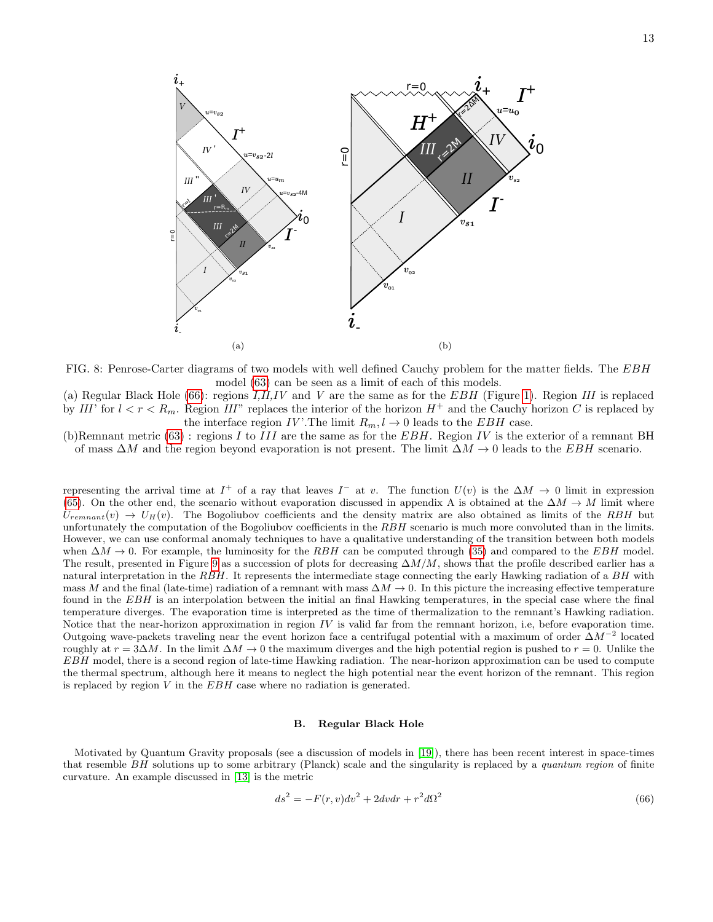FIG. 8: Penrose-Carter diagrams of two models with well defined Cauchy problem for the matter fields. The $EBH$ model (63) can be seen as a limit of each of this models.

(a) Regular Black Hole (66): regions $I$,$II$,$IV$ and $V$ are the same as for the $EBH$ (Figure 1). Region $III$ is replaced by $III'$ for $l < r < R_m$. Region $III''$ replaces the interior of the horizon $H^+$ and the Cauchy horizon $C$ is replaced by the interface region $IV'$.The limit $R_m, l \to 0$ leads to the $EBH$ case.

(b)Remnant metric (63) : regions $I$ to $III$ are the same as for the $EBH$. Region $IV$ is the exterior of a remnant BH of mass $\Delta M$ and the region beyond evaporation is not present. The limit $\Delta M \to 0$ leads to the $EBH$ scenario.

representing the arrival time at $I^+$ of a ray that leaves $I^-$ at $v$. The function $U(v)$ is the $\Delta M \to 0$ limit in expression (65). On the other end, the scenario without evaporation discussed in appendix A is obtained at the $\Delta M \to M$ limit where $U_{remnant}(v) \to U_H(v)$. The Bogoliubov coefficients and the density matrix are also obtained as limits of the $RBH$ but unfortunately the computation of the Bogoliubov coefficients in the $RBH$ scenario is much more convoluted than in the limits. However, we can use conformal anomaly techniques to have a qualitative understanding of the transition between both models when $\Delta M \to 0$. For example, the luminosity for the $RBH$ can be computed through (35) and compared to the $EBH$ model. The result, presented in Figure 9 as a succession of plots for decreasing $\Delta M/M$, shows that the profile described earlier has a natural interpretation in the $RBH$. It represents the intermediate stage connecting the early Hawking radiation of a $BH$ with mass $M$ and the final (late-time) radiation of a remnant with mass $\Delta M \to 0$. In this picture the increasing effective temperature found in the $EBH$ is an interpolation between the initial an final Hawking temperatures, in the special case where the final temperature diverges. The evaporation time is interpreted as the time of thermalization to the remnant's Hawking radiation. Notice that the near-horizon approximation in region $IV$ is valid far from the remnant horizon, i.e, before evaporation time. Outgoing wave-packets traveling near the event horizon face a centrifugal potential with a maximum of order $\Delta M^{-2}$ located roughly at $r = 3\Delta M$. In the limit $\Delta M \to 0$ the maximum diverges and the high potential region is pushed to $r = 0$. Unlike the $EBH$ model, there is a second region of late-time Hawking radiation. The near-horizon approximation can be used to compute the thermal spectrum, although here it means to neglect the high potential near the event horizon of the remnant. This region is replaced by region $V$ in the $EBH$ case where no radiation is generated.

### B. Regular Black Hole

Motivated by Quantum Gravity proposals (see a discussion of models in [19]), there has been recent interest in space-times that resemble $BH$ solutions up to some arbitrary (Planck) scale and the singularity is replaced by a *quantum region* of finite curvature. An example discussed in [13] is the metric

$$ds^2 = -F(r, v)dv^2 + 2dvdr + r^2 d\Omega^2 \tag{66}$$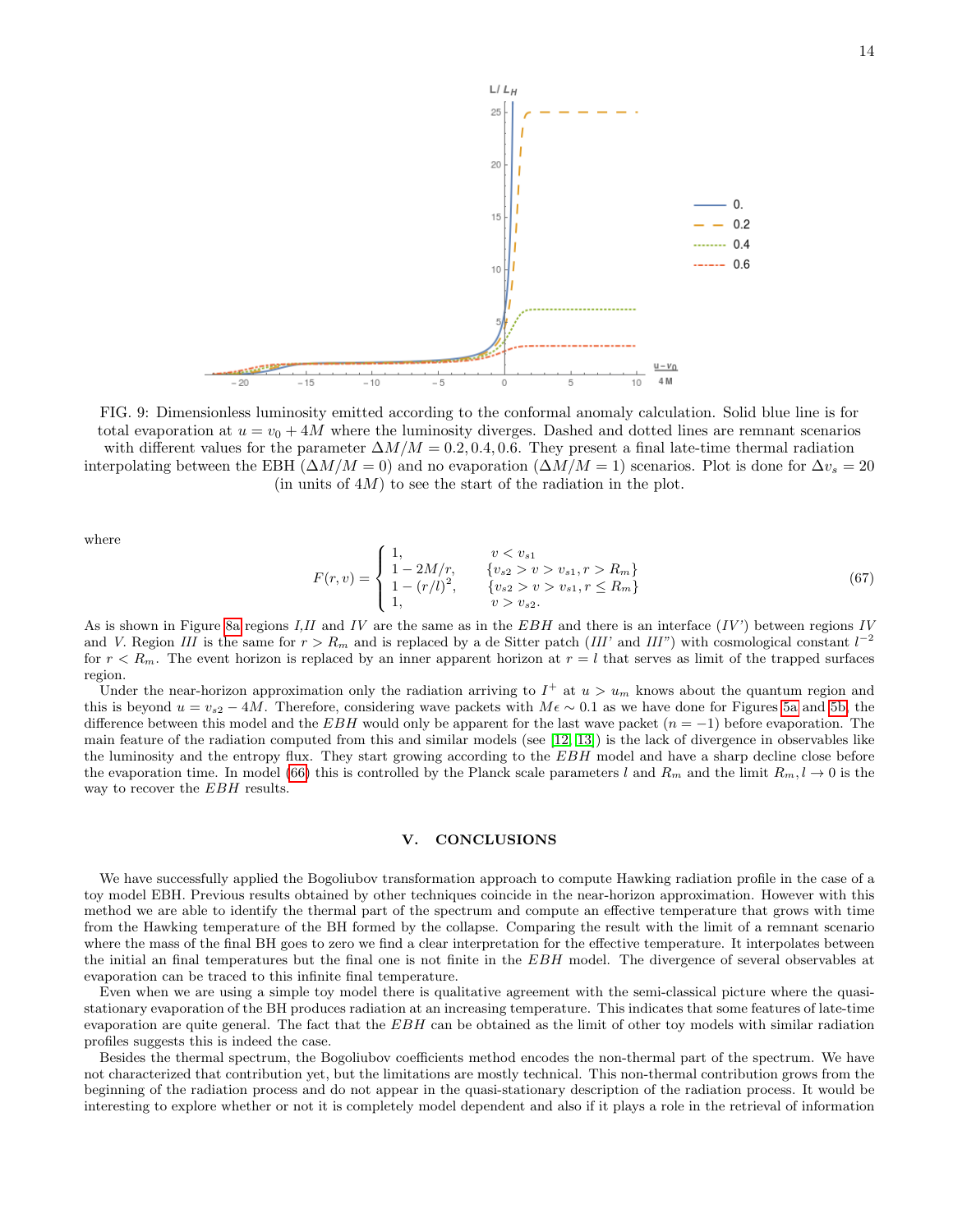FIG. 9: Dimensionless luminosity emitted according to the conformal anomaly calculation. Solid blue line is for total evaporation at $u = v_0 + 4M$ where the luminosity diverges. Dashed and dotted lines are remnant scenarios with different values for the parameter $\Delta M/M = 0.2, 0.4, 0.6$. They present a final late-time thermal radiation interpolating between the EBH ($\Delta M/M = 0$) and no evaporation ($\Delta M/M = 1$) scenarios. Plot is done for $\Delta v_s = 20$ (in units of $4M$) to see the start of the radiation in the plot.

where

$$F(r,v) = \begin{cases} 1, & v < v_{s1} \\ 1 - 2M/r, & \{v_{s2} > v > v_{s1}, r > R_m\} \\ 1 - (r/l)^2, & \{v_{s2} > v > v_{s1}, r \leq R_m\} \\ 1, & v > v_{s2}. \end{cases} \tag{67}$$

As is shown in Figure 8a regions *I*,*II* and *IV* are the same as in the *EBH* and there is an interface (*IV'*) between regions *IV* and *V*. Region *III* is the same for $r > R_m$ and is replaced by a de Sitter patch (*III'* and *III"*) with cosmological constant $l^{-2}$ for $r < R_m$. The event horizon is replaced by an inner apparent horizon at $r = l$ that serves as limit of the trapped surfaces region.

Under the near-horizon approximation only the radiation arriving to $I^+$ at $u > u_m$ knows about the quantum region and this is beyond $u = v_{s2} - 4M$. Therefore, considering wave packets with $M\epsilon \sim 0.1$ as we have done for Figures 5a and 5b, the difference between this model and the *EBH* would only be apparent for the last wave packet ($n = -1$) before evaporation. The main feature of the radiation computed from this and similar models (see [12, 13]) is the lack of divergence in observables like the luminosity and the entropy flux. They start growing according to the *EBH* model and have a sharp decline close before the evaporation time. In model (66) this is controlled by the Planck scale parameters $l$ and $R_m$ and the limit $R_m, l \to 0$ is the way to recover the *EBH* results.

## V. CONCLUSIONS

We have successfully applied the Bogoliubov transformation approach to compute Hawking radiation profile in the case of a toy model EBH. Previous results obtained by other techniques coincide in the near-horizon approximation. However with this method we are able to identify the thermal part of the spectrum and compute an effective temperature that grows with time from the Hawking temperature of the BH formed by the collapse. Comparing the result with the limit of a remnant scenario where the mass of the final BH goes to zero we find a clear interpretation for the effective temperature. It interpolates between the initial an final temperatures but the final one is not finite in the *EBH* model. The divergence of several observables at evaporation can be traced to this infinite final temperature.

Even when we are using a simple toy model there is qualitative agreement with the semi-classical picture where the quasi-stationary evaporation of the BH produces radiation at an increasing temperature. This indicates that some features of late-time evaporation are quite general. The fact that the *EBH* can be obtained as the limit of other toy models with similar radiation profiles suggests this is indeed the case.

Besides the thermal spectrum, the Bogoliubov coefficients method encodes the non-thermal part of the spectrum. We have not characterized that contribution yet, but the limitations are mostly technical. This non-thermal contribution grows from the beginning of the radiation process and do not appear in the quasi-stationary description of the radiation process. It would be interesting to explore whether or not it is completely model dependent and also if it plays a role in the retrieval of information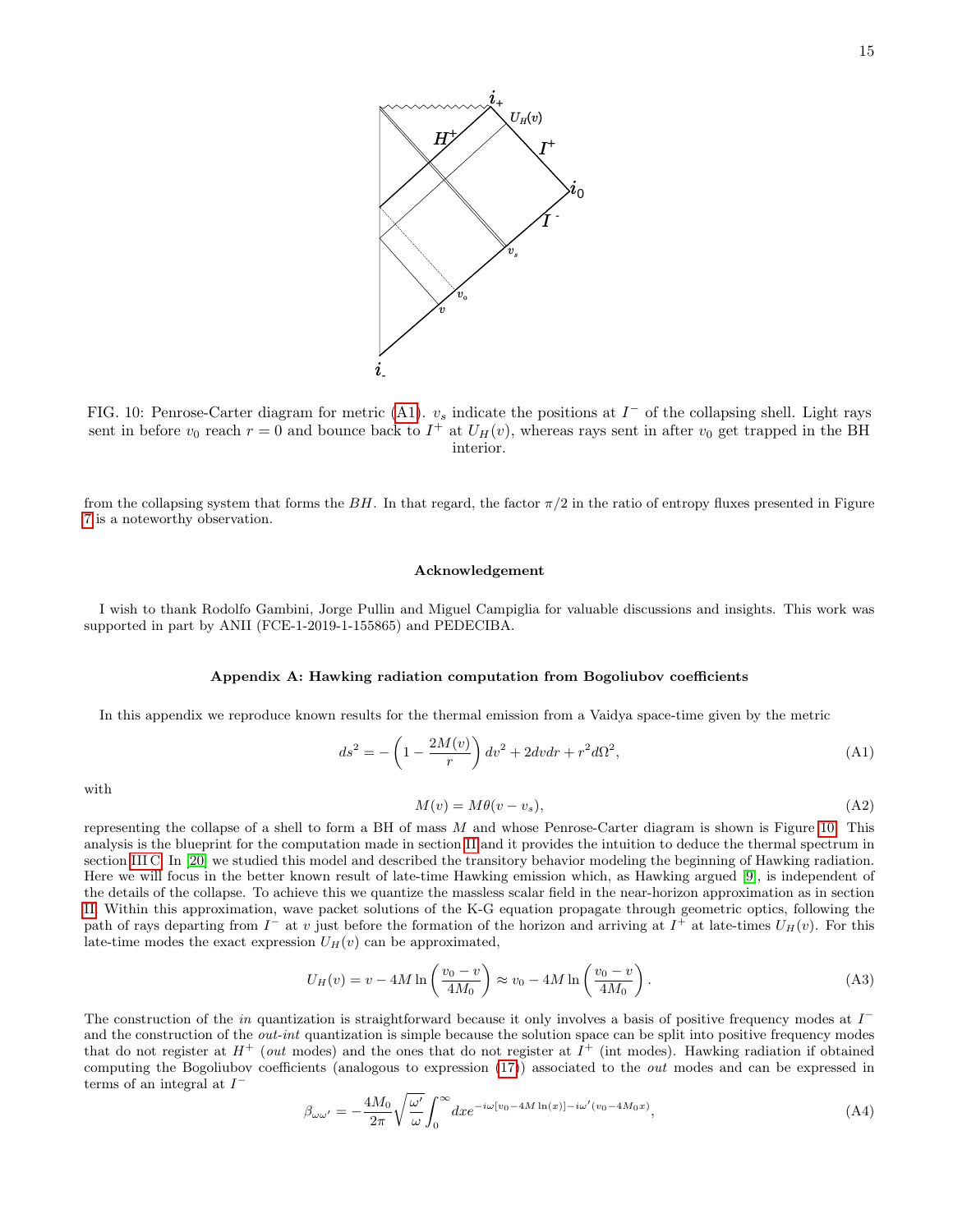FIG. 10: Penrose-Carter diagram for metric (A1). $v_s$ indicate the positions at $I^-$ of the collapsing shell. Light rays sent in before $v_0$ reach $r = 0$ and bounce back to $I^+$ at $U_H(v)$, whereas rays sent in after $v_0$ get trapped in the BH interior.

from the collapsing system that forms the $BH$. In that regard, the factor $\pi/2$ in the ratio of entropy fluxes presented in Figure 7 is a noteworthy observation.

### Acknowledgement

I wish to thank Rodolfo Gambini, Jorge Pullin and Miguel Campiglia for valuable discussions and insights. This work was supported in part by ANII (FCE-1-2019-1-155865) and PEDECIBA.

### Appendix A: Hawking radiation computation from Bogoliubov coefficients

In this appendix we reproduce known results for the thermal emission from a Vaidya space-time given by the metric

$$ds^2 = -\left(1 - \frac{2M(v)}{r}\right) dv^2 + 2dvdr + r^2 d\Omega^2, \tag{A1}$$

with

$$M(v) = M\theta(v - v_s), \tag{A2}$$

representing the collapse of a shell to form a BH of mass $M$ and whose Penrose-Carter diagram is shown is Figure 10. This analysis is the blueprint for the computation made in section II and it provides the intuition to deduce the thermal spectrum in section III C. In [20] we studied this model and described the transitory behavior modeling the beginning of Hawking radiation. Here we will focus in the better known result of late-time Hawking emission which, as Hawking argued [9], is independent of the details of the collapse. To achieve this we quantize the massless scalar field in the near-horizon approximation as in section II. Within this approximation, wave packet solutions of the K-G equation propagate through geometric optics, following the path of rays departing from $I^-$ at $v$ just before the formation of the horizon and arriving at $I^+$ at late-times $U_H(v)$. For this late-time modes the exact expression $U_H(v)$ can be approximated,

$$U_H(v) = v - 4M \ln\left(\frac{v_0 - v}{4M_0}\right) \approx v_0 - 4M \ln\left(\frac{v_0 - v}{4M_0}\right). \tag{A3}$$

The construction of the *in* quantization is straightforward because it only involves a basis of positive frequency modes at $I^-$ and the construction of the *out-int* quantization is simple because the solution space can be split into positive frequency modes that do not register at $H^+$ (*out* modes) and the ones that do not register at $I^+$ (int modes). Hawking radiation if obtained computing the Bogoliubov coefficients (analogous to expression (17)) associated to the *out* modes and can be expressed in terms of an integral at $I^-$

$$\beta_{\omega\omega'} = -\frac{4M_0}{2\pi}\sqrt{\frac{\omega'}{\omega}} \int_0^\infty dx e^{-i\omega[v_0 - 4M\ln(x)] - i\omega'(v_0 - 4M_0 x)}, \tag{A4}$$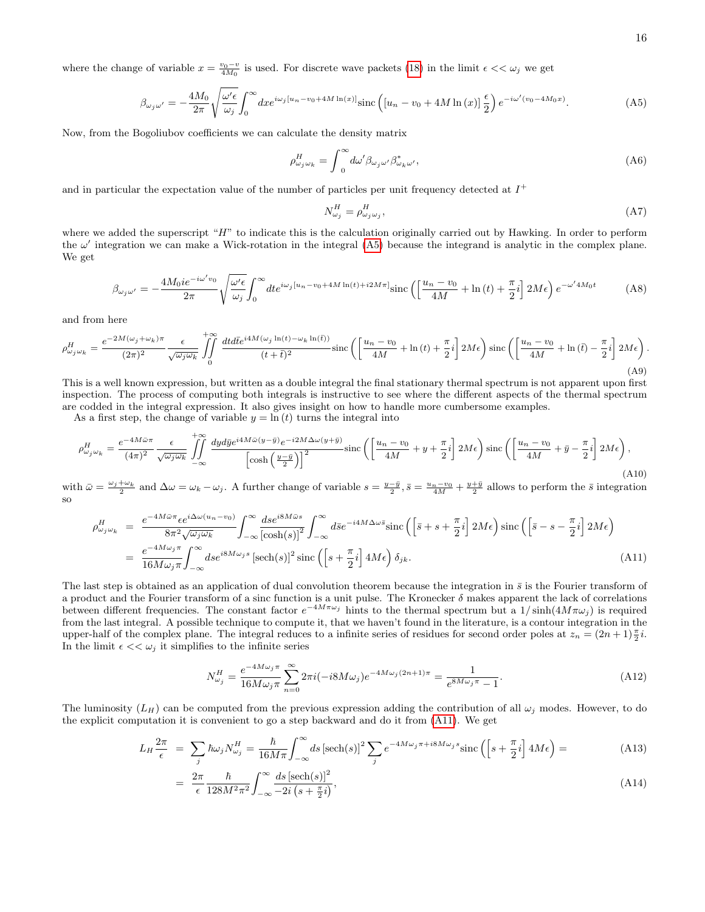where the change of variable $x = \frac{v_0 - v}{4M_0}$ is used. For discrete wave packets (18) in the limit $\epsilon << \omega_j$ we get

$$\beta_{\omega_j \omega'} = -\frac{4M_0}{2\pi}\sqrt{\frac{\omega' \epsilon}{\omega_j}} \int_0^\infty dx e^{i\omega_j[u_n - v_0 + 4M\ln(x)]} \text{sinc}\left( [u_n - v_0 + 4M\ln(x)]\frac{\epsilon}{2} \right) e^{-i\omega'(v_0 - 4M_0 x)}. \tag{A5}$$

Now, from the Bogoliubov coefficients we can calculate the density matrix

$$\rho^H_{\omega_j \omega_k} = \int_0^\infty d\omega' \beta_{\omega_j \omega'} \beta^*_{\omega_k \omega'}, \tag{A6}$$

and in particular the expectation value of the number of particles per unit frequency detected at $I^+$

$$N^H_{\omega_j} = \rho^H_{\omega_j \omega_j}, \tag{A7}$$

where we added the superscript "$H$" to indicate this is the calculation originally carried out by Hawking. In order to perform the $\omega'$ integration we can make a Wick-rotation in the integral (A5) because the integrand is analytic in the complex plane. We get

$$\beta_{\omega_j \omega'} = -\frac{4M_0 i e^{-i\omega' v_0}}{2\pi}\sqrt{\frac{\omega' \epsilon}{\omega_j}} \int_0^\infty dt e^{i\omega_j[u_n - v_0 + 4M\ln(t) + i2M\pi]} \text{sinc}\left( \left[ \frac{u_n - v_0}{4M} + \ln(t) + \frac{\pi}{2}i \right] 2M\epsilon \right) e^{-\omega' 4M_0 t} \tag{A8}$$

and from here

$$\rho^H_{\omega_j \omega_k} = \frac{e^{-2M(\omega_j + \omega_k)\pi}}{(2\pi)^2} \frac{\epsilon}{\sqrt{\omega_j \omega_k}} \iint_0^{+\infty} \frac{dt d\bar{t} e^{i4M(\omega_j \ln(t) - \omega_k \ln(\bar{t}))}}{(t + \bar{t})^2} \text{sinc}\left( \left[ \frac{u_n - v_0}{4M} + \ln(t) + \frac{\pi}{2}i \right] 2M\epsilon \right) \text{sinc}\left( \left[ \frac{u_n - v_0}{4M} + \ln(\bar{t}) - \frac{\pi}{2}i \right] 2M\epsilon \right). \tag{A9}$$

This is a well known expression, but written as a double integral the final stationary thermal spectrum is not apparent upon first inspection. The process of computing both integrals is instructive to see where the different aspects of the thermal spectrum are codded in the integral expression. It also gives insight on how to handle more cumbersome examples.

As a first step, the change of variable $y = \ln(t)$ turns the integral into

$$\rho^H_{\omega_j \omega_k} = \frac{e^{-4M\bar{\omega}\pi}}{(4\pi)^2} \frac{\epsilon}{\sqrt{\omega_j \omega_k}} \iint_{-\infty}^{+\infty} \frac{dy d\bar{y} e^{i4M\bar{\omega}(y - \bar{y})} e^{-i2M\Delta\omega(y + \bar{y})}}{\left[\cosh\left(\frac{y - \bar{y}}{2}\right)\right]^2} \text{sinc}\left( \left[ \frac{u_n - v_0}{4M} + y + \frac{\pi}{2}i \right] 2M\epsilon \right) \text{sinc}\left( \left[ \frac{u_n - v_0}{4M} + \bar{y} - \frac{\pi}{2}i \right] 2M\epsilon \right), \tag{A10}$$

with $\bar{\omega} = \frac{\omega_j + \omega_k}{2}$ and $\Delta\omega = \omega_k - \omega_j$. A further change of variable $s = \frac{y - \bar{y}}{2}, \bar{s} = \frac{u_n - v_0}{4M} + \frac{y + \bar{y}}{2}$ allows to perform the $\bar{s}$ integration so

$$\begin{aligned}
\rho^H_{\omega_j \omega_k} &= \frac{e^{-4M\bar{\omega}\pi} \epsilon e^{i\Delta\omega(u_n - v_0)}}{8\pi^2 \sqrt{\omega_j \omega_k}} \int_{-\infty}^\infty \frac{ds e^{i8M\bar{\omega}s}}{[\cosh(s)]^2} \int_{-\infty}^\infty d\bar{s} e^{-i4M\Delta\omega\bar{s}} \text{sinc}\left( \left[ \bar{s} + s + \frac{\pi}{2}i \right] 2M\epsilon \right) \text{sinc}\left( \left[ \bar{s} - s - \frac{\pi}{2}i \right] 2M\epsilon \right) \\
&= \frac{e^{-4M\omega_j \pi}}{16M\omega_j \pi} \int_{-\infty}^\infty ds e^{i8M\omega_j s} [\text{sech}(s)]^2 \,\text{sinc}\left( \left[ s + \frac{\pi}{2}i \right] 4M\epsilon \right) \delta_{jk}.
\end{aligned} \tag{A11}$$

The last step is obtained as an application of dual convolution theorem because the integration in $\bar{s}$ is the Fourier transform of a product and the Fourier transform of a sinc function is a unit pulse. The Kronecker $\delta$ makes apparent the lack of correlations between different frequencies. The constant factor $e^{-4M\pi\omega_j}$ hints to the thermal spectrum but a $1/\sinh(4M\pi\omega_j)$ is required from the last integral. A possible technique to compute it, that we haven't found in the literature, is a contour integration in the upper-half of the complex plane. The integral reduces to a infinite series of residues for second order poles at $z_n = (2n+1)\frac{\pi}{2}i$. In the limit $\epsilon << \omega_j$ it simplifies to the infinite series

$$N^H_{\omega_j} = \frac{e^{-4M\omega_j \pi}}{16M\omega_j \pi} \sum_{n=0}^\infty 2\pi i(-i8M\omega_j) e^{-4M\omega_j(2n+1)\pi} = \frac{1}{e^{8M\omega_j \pi} - 1}. \tag{A12}$$

The luminosity ($L_H$) can be computed from the previous expression adding the contribution of all $\omega_j$ modes. However, to do the explicit computation it is convenient to go a step backward and do it from (A11). We get

$$L_H \frac{2\pi}{\epsilon} = \sum_j \hbar\omega_j N^H_{\omega_j} = \frac{\hbar}{16M\pi} \int_{-\infty}^\infty ds\, [\text{sech}(s)]^2 \sum_j e^{-4M\omega_j \pi + i8M\omega_j s} \text{sinc}\left( \left[ s + \frac{\pi}{2}i \right] 4M\epsilon \right) = \tag{A13}$$

$$= \frac{2\pi}{\epsilon} \frac{\hbar}{128M^2\pi^2} \int_{-\infty}^\infty \frac{ds\, [\text{sech}(s)]^2}{-2i\left(s + \frac{\pi}{2}i\right)}, \tag{A14}$$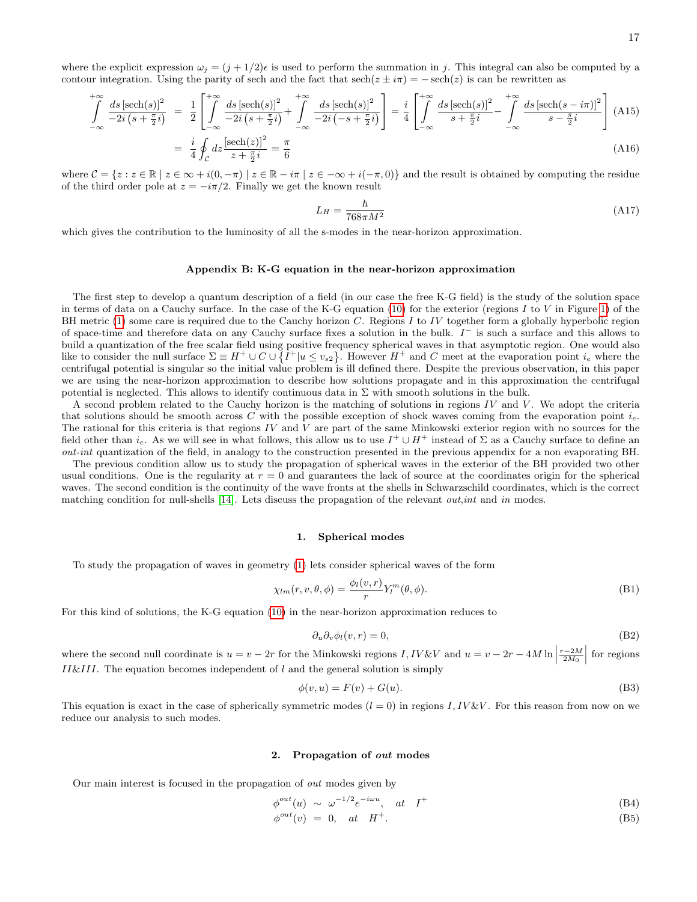where the explicit expression $\omega_j = (j+1/2)\epsilon$ is used to perform the summation in $j$. This integral can also be computed by a contour integration. Using the parity of sech and the fact that $\text{sech}(z \pm i\pi) = -\text{sech}(z)$ is can be rewritten as

$$\int_{-\infty}^{+\infty} \frac{ds\,[\text{sech}(s)]^2}{-2i\left(s+\frac{\pi}{2}i\right)} = \frac{1}{2}\left[\int_{-\infty}^{+\infty} \frac{ds\,[\text{sech}(s)]^2}{-2i\left(s+\frac{\pi}{2}i\right)} + \int_{-\infty}^{+\infty} \frac{ds\,[\text{sech}(s)]^2}{-2i\left(-s+\frac{\pi}{2}i\right)}\right] = \frac{i}{4}\left[\int_{-\infty}^{+\infty} \frac{ds\,[\text{sech}(s)]^2}{s+\frac{\pi}{2}i} - \int_{-\infty}^{+\infty} \frac{ds\,[\text{sech}(s-i\pi)]^2}{s-\frac{\pi}{2}i}\right] \tag{A15}$$

$$= \frac{i}{4}\oint_{\mathcal{C}} dz \frac{[\text{sech}(z)]^2}{z+\frac{\pi}{2}i} = \frac{\pi}{6} \tag{A16}$$

where $\mathcal{C} = \{z : z \in \mathbb{R} \mid z \in \infty + i(0,-\pi) \mid z \in \mathbb{R} - i\pi \mid z \in -\infty + i(-\pi, 0)\}$ and the result is obtained by computing the residue of the third order pole at $z = -i\pi/2$. Finally we get the known result

$$L_H = \frac{\hbar}{768\pi M^2} \tag{A17}$$

which gives the contribution to the luminosity of all the s-modes in the near-horizon approximation.

## Appendix B: K-G equation in the near-horizon approximation

The first step to develop a quantum description of a field (in our case the free K-G field) is the study of the solution space in terms of data on a Cauchy surface. In the case of the K-G equation (10) for the exterior (regions $I$ to $V$ in Figure 1) of the BH metric (1) some care is required due to the Cauchy horizon $C$. Regions $I$ to $IV$ together form a globally hyperbolic region of space-time and therefore data on any Cauchy surface fixes a solution in the bulk. $I^-$ is such a surface and this allows to build a quantization of the free scalar field using positive frequency spherical waves in that asymptotic region. One would also like to consider the null surface $\Sigma \equiv H^+ \cup C \cup \{I^+ | u \leq v_{s2}\}$. However $H^+$ and $C$ meet at the evaporation point $i_e$ where the centrifugal potential is singular so the initial value problem is ill defined there. Despite the previous observation, in this paper we are using the near-horizon approximation to describe how solutions propagate and in this approximation the centrifugal potential is neglected. This allows to identify continuous data in $\Sigma$ with smooth solutions in the bulk.

A second problem related to the Cauchy horizon is the matching of solutions in regions $IV$ and $V$. We adopt the criteria that solutions should be smooth across $C$ with the possible exception of shock waves coming from the evaporation point $i_e$. The rational for this criteria is that regions $IV$ and $V$ are part of the same Minkowski exterior region with no sources for the field other than $i_e$. As we will see in what follows, this allow us to use $I^+ \cup H^+$ instead of $\Sigma$ as a Cauchy surface to define an *out-int* quantization of the field, in analogy to the construction presented in the previous appendix for a non evaporating BH.

The previous condition allow us to study the propagation of spherical waves in the exterior of the BH provided two other usual conditions. One is the regularity at $r = 0$ and guarantees the lack of source at the coordinates origin for the spherical waves. The second condition is the continuity of the wave fronts at the shells in Schwarzschild coordinates, which is the correct matching condition for null-shells [14]. Lets discuss the propagation of the relevant *out*,*int* and *in* modes.

### 1. Spherical modes

To study the propagation of waves in geometry (1) lets consider spherical waves of the form

$$\chi_{lm}(r, v, \theta, \phi) = \frac{\phi_l(v, r)}{r} Y_l^m(\theta, \phi). \tag{B1}$$

For this kind of solutions, the K-G equation (10) in the near-horizon approximation reduces to

$$\partial_u \partial_v \phi_l(v, r) = 0, \tag{B2}$$

where the second null coordinate is $u = v - 2r$ for the Minkowski regions $I, IV\&V$ and $u = v - 2r - 4M \ln\left|\frac{r-2M}{2M_0}\right|$ for regions $II\&III$. The equation becomes independent of $l$ and the general solution is simply

$$\phi(v, u) = F(v) + G(u). \tag{B3}$$

This equation is exact in the case of spherically symmetric modes ($l = 0$) in regions $I, IV\&V$. For this reason from now on we reduce our analysis to such modes.

### 2. Propagation of *out* modes

Our main interest is focused in the propagation of *out* modes given by

$$\phi^{out}(u) \sim \omega^{-1/2} e^{-i\omega u}, \quad at \quad I^+ \tag{B4}$$

$$\phi^{out}(v) = 0, \quad at \quad H^+. \tag{B5}$$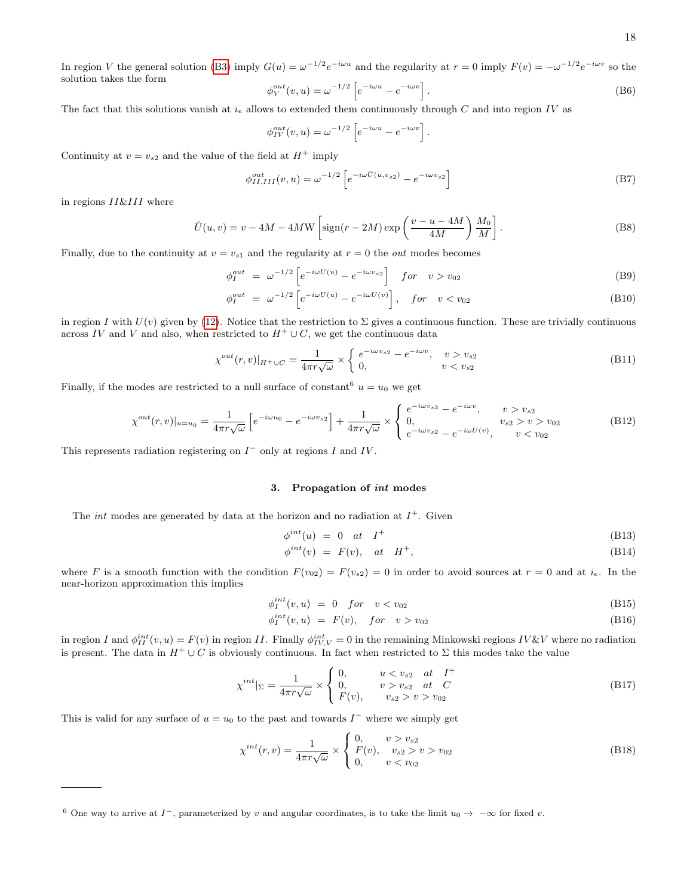In region $V$ the general solution (B3) imply $G(u) = \omega^{-1/2} e^{-i\omega u}$ and the regularity at $r = 0$ imply $F(v) = -\omega^{-1/2} e^{-i\omega v}$ so the solution takes the form

$$\phi_V^{out}(v,u) = \omega^{-1/2}\left[e^{-i\omega u} - e^{-i\omega v}\right]. \tag{B6}$$

The fact that this solutions vanish at $i_e$ allows to extended them continuously through $C$ and into region $IV$ as

$$\phi_{IV}^{out}(v,u) = \omega^{-1/2}\left[e^{-i\omega u} - e^{-i\omega v}\right].$$

Continuity at $v = v_{s2}$ and the value of the field at $H^+$ imply

$$\phi_{II,III}^{out}(v,u) = \omega^{-1/2}\left[e^{-i\omega \hat{U}(u,v_{s2})} - e^{-i\omega v_{s2}}\right] \tag{B7}$$

in regions $II\&III$ where

$$\hat{U}(u,v) = v - 4M - 4M\mathrm{W}\left[\mathrm{sign}(r-2M)\exp\left(\frac{v-u-4M}{4M}\right)\frac{M_0}{M}\right]. \tag{B8}$$

Finally, due to the continuity at $v = v_{s1}$ and the regularity at $r = 0$ the *out* modes becomes

$$\phi_I^{out} = \omega^{-1/2}\left[e^{-i\omega U(u)} - e^{-i\omega v_{s2}}\right] \quad for \quad v > v_{02} \tag{B9}$$

$$\phi_I^{out} = \omega^{-1/2}\left[e^{-i\omega U(u)} - e^{-i\omega U(v)}\right], \quad for \quad v < v_{02} \tag{B10}$$

in region $I$ with $U(v)$ given by (12). Notice that the restriction to $\Sigma$ gives a continuous function. These are trivially continuous across $IV$ and $V$ and also, when restricted to $H^+ \cup C$, we get the continuous data

$$\chi^{out}(r,v)|_{H^+\cup C} = \frac{1}{4\pi r\sqrt{\omega}} \times \begin{cases} e^{-i\omega v_{s2}} - e^{-i\omega v}, & v > v_{s2} \\ 0, & v < v_{s2} \end{cases} \tag{B11}$$

Finally, if the modes are restricted to a null surface of constant[6] $u = u_0$ we get

$$\chi^{out}(r,v)|_{u=u_0} = \frac{1}{4\pi r\sqrt{\omega}}\left[e^{-i\omega u_0} - e^{-i\omega v_{s2}}\right] + \frac{1}{4\pi r\sqrt{\omega}} \times \begin{cases} e^{-i\omega v_{s2}} - e^{-i\omega v}, & v > v_{s2} \\ 0, & v_{s2} > v > v_{02} \\ e^{-i\omega v_{s2}} - e^{-i\omega U(v)}, & v < v_{02} \end{cases} \tag{B12}$$

This represents radiation registering on $I^-$ only at regions $I$ and $IV$.

### 3. Propagation of *int* modes

The *int* modes are generated by data at the horizon and no radiation at $I^+$. Given

$$\phi^{int}(u) = 0 \quad at \quad I^+ \tag{B13}$$

$$\phi^{int}(v) = F(v), \quad at \quad H^+, \tag{B14}$$

where $F$ is a smooth function with the condition $F(v_{02}) = F(v_{s2}) = 0$ in order to avoid sources at $r = 0$ and at $i_e$. In the near-horizon approximation this implies

$$\phi_I^{int}(v,u) = 0 \quad for \quad v < v_{02} \tag{B15}$$

$$\phi_I^{int}(v,u) = F(v), \quad for \quad v > v_{02} \tag{B16}$$

in region $I$ and $\phi_{II}^{int}(v,u) = F(v)$ in region $II$. Finally $\phi_{IV,V}^{int} = 0$ in the remaining Minkowski regions $IV\&V$ where no radiation is present. The data in $H^+ \cup C$ is obviously continuous. In fact when restricted to $\Sigma$ this modes take the value

$$\chi^{int}|_\Sigma = \frac{1}{4\pi r\sqrt{\omega}} \times \begin{cases} 0, & u < v_{s2} \quad at \quad I^+ \\ 0, & v > v_{s2} \quad at \quad C \\ F(v), & v_{s2} > v > v_{02} \end{cases} \tag{B17}$$

This is valid for any surface of $u = u_0$ to the past and towards $I^-$ where we simply get

$$\chi^{int}(r,v) = \frac{1}{4\pi r\sqrt{\omega}} \times \begin{cases} 0, & v > v_{s2} \\ F(v), & v_{s2} > v > v_{02} \\ 0, & v < v_{02} \end{cases} \tag{B18}$$

---

[6] One way to arrive at $I^-$, parameterized by $v$ and angular coordinates, is to take the limit $u_0 \to -\infty$ for fixed $v$.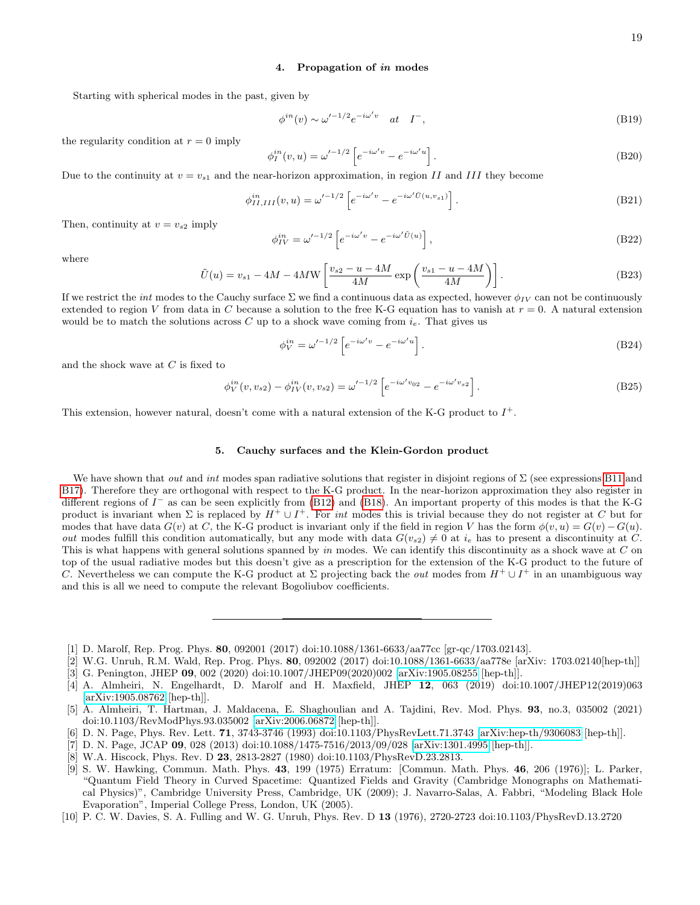### 4. Propagation of *in* modes

Starting with spherical modes in the past, given by

$$\phi^{in}(v) \sim \omega'^{-1/2} e^{-i\omega' v} \quad at \quad I^-, \tag{B19}$$

the regularity condition at $r = 0$ imply

$$\phi_I^{in}(v,u) = \omega'^{-1/2}\left[e^{-i\omega' v} - e^{-i\omega' u}\right]. \tag{B20}$$

Due to the continuity at $v = v_{s1}$ and the near-horizon approximation, in region $II$ and $III$ they become

$$\phi_{II,III}^{in}(v,u) = \omega'^{-1/2}\left[e^{-i\omega' v} - e^{-i\omega' \tilde{U}(u,v_{s1})}\right]. \tag{B21}$$

Then, continuity at $v = v_{s2}$ imply

$$\phi_{IV}^{in} = \omega'^{-1/2}\left[e^{-i\omega' v} - e^{-i\omega' \tilde{U}(u)}\right], \tag{B22}$$

where

$$\tilde{U}(u) = v_{s1} - 4M - 4M\mathrm{W}\left[\frac{v_{s2} - u - 4M}{4M}\exp\left(\frac{v_{s1} - u - 4M}{4M}\right)\right]. \tag{B23}$$

If we restrict the *int* modes to the Cauchy surface $\Sigma$ we find a continuous data as expected, however $\phi_{IV}$ can not be continuously extended to region $V$ from data in $C$ because a solution to the free K-G equation has to vanish at $r = 0$. A natural extension would be to match the solutions across $C$ up to a shock wave coming from $i_e$. That gives us

$$\phi_V^{in} = \omega'^{-1/2}\left[e^{-i\omega' v} - e^{-i\omega' u}\right]. \tag{B24}$$

and the shock wave at $C$ is fixed to

$$\phi_V^{in}(v, v_{s2}) - \phi_{IV}^{in}(v, v_{s2}) = \omega'^{-1/2}\left[e^{-i\omega' v_{02}} - e^{-i\omega' v_{s2}}\right]. \tag{B25}$$

This extension, however natural, doesn't come with a natural extension of the K-G product to $I^+$.

### 5. Cauchy surfaces and the Klein-Gordon product

We have shown that *out* and *int* modes span radiative solutions that register in disjoint regions of $\Sigma$ (see expressions B11 and B17). Therefore they are orthogonal with respect to the K-G product. In the near-horizon approximation they also register in different regions of $I^-$ as can be seen explicitly from (B12) and (B18). An important property of this modes is that the K-G product is invariant when $\Sigma$ is replaced by $H^+ \cup I^+$. For *int* modes this is trivial because they do not register at $C$ but for modes that have data $G(v)$ at $C$, the K-G product is invariant only if the field in region $V$ has the form $\phi(v,u) = G(v) - G(u)$. *out* modes fulfill this condition automatically, but any mode with data $G(v_{s2}) \neq 0$ at $i_e$ has to present a discontinuity at $C$. This is what happens with general solutions spanned by *in* modes. We can identify this discontinuity as a shock wave at $C$ on top of the usual radiative modes but this doesn't give as a prescription for the extension of the K-G product to the future of $C$. Nevertheless we can compute the K-G product at $\Sigma$ projecting back the *out* modes from $H^+ \cup I^+$ in an unambiguous way and this is all we need to compute the relevant Bogoliubov coefficients.

---

[1] D. Marolf, Rep. Prog. Phys. **80**, 092001 (2017) doi:10.1088/1361-6633/aa77cc [gr-qc/1703.02143].

[2] W.G. Unruh, R.M. Wald, Rep. Prog. Phys. **80**, 092002 (2017) doi:10.1088/1361-6633/aa778e [arXiv: 1703.02140[hep-th]]

[3] G. Penington, JHEP **09**, 002 (2020) doi:10.1007/JHEP09(2020)002 [arXiv:1905.08255 [hep-th]].

[4] A. Almheiri, N. Engelhardt, D. Marolf and H. Maxfield, JHEP **12**, 063 (2019) doi:10.1007/JHEP12(2019)063 [arXiv:1905.08762 [hep-th]].

[5] A. Almheiri, T. Hartman, J. Maldacena, E. Shaghoulian and A. Tajdini, Rev. Mod. Phys. **93**, no.3, 035002 (2021) doi:10.1103/RevModPhys.93.035002 [arXiv:2006.06872 [hep-th]].

[6] D. N. Page, Phys. Rev. Lett. **71**, 3743-3746 (1993) doi:10.1103/PhysRevLett.71.3743 [arXiv:hep-th/9306083 [hep-th]].

[7] D. N. Page, JCAP **09**, 028 (2013) doi:10.1088/1475-7516/2013/09/028 [arXiv:1301.4995 [hep-th]].

[8] W.A. Hiscock, Phys. Rev. D **23**, 2813-2827 (1980) doi:10.1103/PhysRevD.23.2813.

[9] S. W. Hawking, Commun. Math. Phys. **43**, 199 (1975) Erratum: [Commun. Math. Phys. **46**, 206 (1976)]; L. Parker, "Quantum Field Theory in Curved Spacetime: Quantized Fields and Gravity (Cambridge Monographs on Mathematical Physics)", Cambridge University Press, Cambridge, UK (2009); J. Navarro-Salas, A. Fabbri, "Modeling Black Hole Evaporation", Imperial College Press, London, UK (2005).

[10] P. C. W. Davies, S. A. Fulling and W. G. Unruh, Phys. Rev. D **13** (1976), 2720-2723 doi:10.1103/PhysRevD.13.2720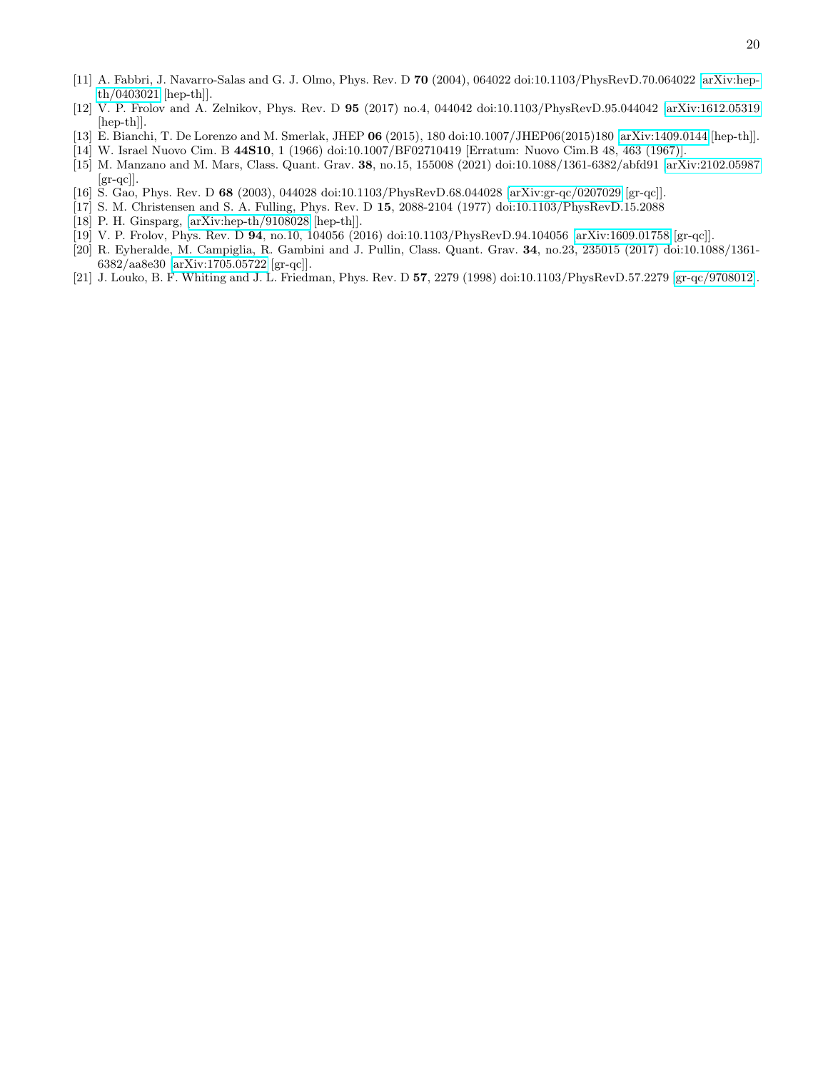[11] A. Fabbri, J. Navarro-Salas and G. J. Olmo, Phys. Rev. D **70** (2004), 064022 doi:10.1103/PhysRevD.70.064022 [arXiv:hep-th/0403021 [hep-th]].

[12] V. P. Frolov and A. Zelnikov, Phys. Rev. D **95** (2017) no.4, 044042 doi:10.1103/PhysRevD.95.044042 [arXiv:1612.05319 [hep-th]].

[13] E. Bianchi, T. De Lorenzo and M. Smerlak, JHEP **06** (2015), 180 doi:10.1007/JHEP06(2015)180 [arXiv:1409.0144 [hep-th]].

[14] W. Israel Nuovo Cim. B **44S10**, 1 (1966) doi:10.1007/BF02710419 [Erratum: Nuovo Cim.B 48, 463 (1967)].

[15] M. Manzano and M. Mars, Class. Quant. Grav. **38**, no.15, 155008 (2021) doi:10.1088/1361-6382/abfd91 [arXiv:2102.05987 [gr-qc]].

[16] S. Gao, Phys. Rev. D **68** (2003), 044028 doi:10.1103/PhysRevD.68.044028 [arXiv:gr-qc/0207029 [gr-qc]].

[17] S. M. Christensen and S. A. Fulling, Phys. Rev. D **15**, 2088-2104 (1977) doi:10.1103/PhysRevD.15.2088

[18] P. H. Ginsparg, [arXiv:hep-th/9108028 [hep-th]].

[19] V. P. Frolov, Phys. Rev. D **94**, no.10, 104056 (2016) doi:10.1103/PhysRevD.94.104056 [arXiv:1609.01758 [gr-qc]].

[20] R. Eyheralde, M. Campiglia, R. Gambini and J. Pullin, Class. Quant. Grav. **34**, no.23, 235015 (2017) doi:10.1088/1361-6382/aa8e30 [arXiv:1705.05722 [gr-qc]].

[21] J. Louko, B. F. Whiting and J. L. Friedman, Phys. Rev. D **57**, 2279 (1998) doi:10.1103/PhysRevD.57.2279 [gr-qc/9708012].